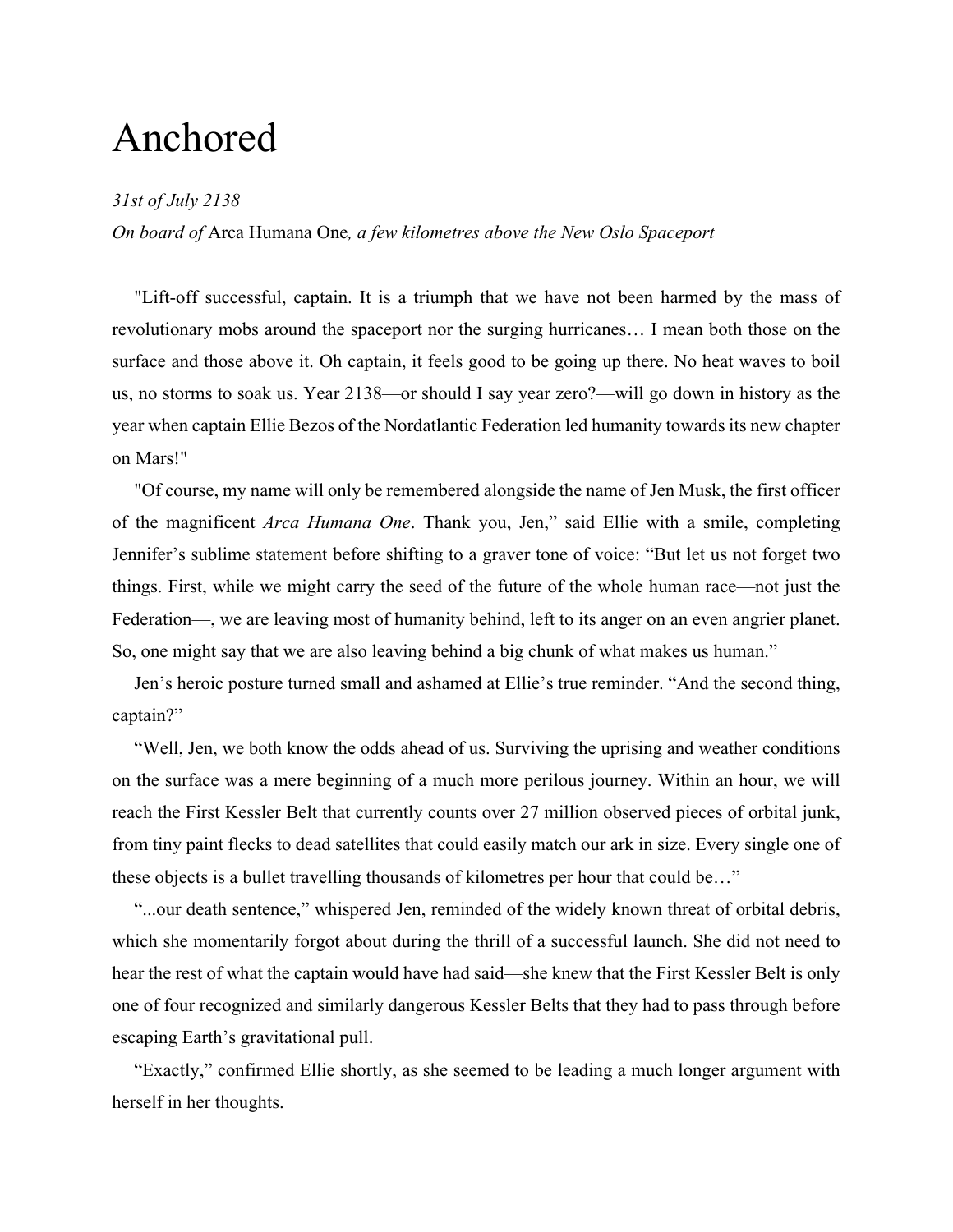# Anchored

*31st of July 2138*
*On board of* Arca Humana One*, a few kilometres above the New Oslo Spaceport*

"Lift-off successful, captain. It is a triumph that we have not been harmed by the mass of revolutionary mobs around the spaceport nor the surging hurricanes… I mean both those on the surface and those above it. Oh captain, it feels good to be going up there. No heat waves to boil us, no storms to soak us. Year 2138—or should I say year zero?—will go down in history as the year when captain Ellie Bezos of the Nordatlantic Federation led humanity towards its new chapter on Mars!"

"Of course, my name will only be remembered alongside the name of Jen Musk, the first officer of the magnificent *Arca Humana One*. Thank you, Jen," said Ellie with a smile, completing Jennifer's sublime statement before shifting to a graver tone of voice: "But let us not forget two things. First, while we might carry the seed of the future of the whole human race—not just the Federation—, we are leaving most of humanity behind, left to its anger on an even angrier planet. So, one might say that we are also leaving behind a big chunk of what makes us human."

Jen's heroic posture turned small and ashamed at Ellie's true reminder. "And the second thing, captain?"

"Well, Jen, we both know the odds ahead of us. Surviving the uprising and weather conditions on the surface was a mere beginning of a much more perilous journey. Within an hour, we will reach the First Kessler Belt that currently counts over 27 million observed pieces of orbital junk, from tiny paint flecks to dead satellites that could easily match our ark in size. Every single one of these objects is a bullet travelling thousands of kilometres per hour that could be…"

"...our death sentence," whispered Jen, reminded of the widely known threat of orbital debris, which she momentarily forgot about during the thrill of a successful launch. She did not need to hear the rest of what the captain would have had said—she knew that the First Kessler Belt is only one of four recognized and similarly dangerous Kessler Belts that they had to pass through before escaping Earth's gravitational pull.

"Exactly," confirmed Ellie shortly, as she seemed to be leading a much longer argument with herself in her thoughts.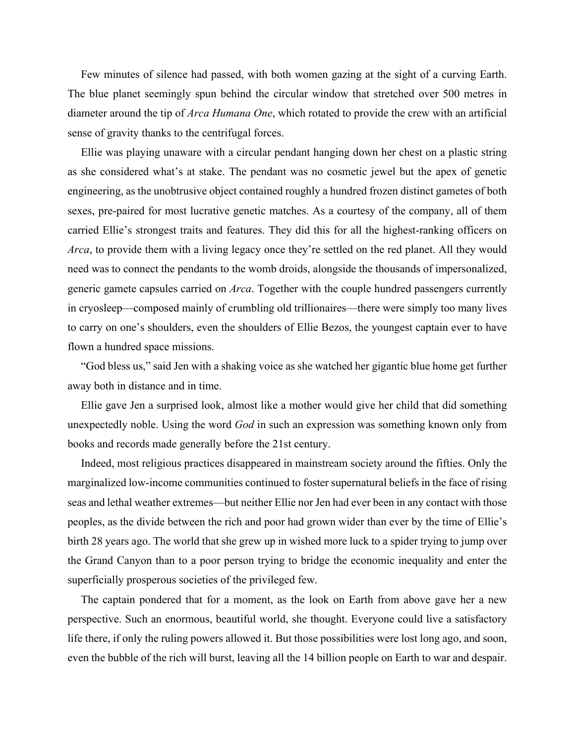Few minutes of silence had passed, with both women gazing at the sight of a curving Earth. The blue planet seemingly spun behind the circular window that stretched over 500 metres in diameter around the tip of *Arca Humana One*, which rotated to provide the crew with an artificial sense of gravity thanks to the centrifugal forces.

Ellie was playing unaware with a circular pendant hanging down her chest on a plastic string as she considered what's at stake. The pendant was no cosmetic jewel but the apex of genetic engineering, as the unobtrusive object contained roughly a hundred frozen distinct gametes of both sexes, pre-paired for most lucrative genetic matches. As a courtesy of the company, all of them carried Ellie's strongest traits and features. They did this for all the highest-ranking officers on *Arca*, to provide them with a living legacy once they're settled on the red planet. All they would need was to connect the pendants to the womb droids, alongside the thousands of impersonalized, generic gamete capsules carried on *Arca*. Together with the couple hundred passengers currently in cryosleep—composed mainly of crumbling old trillionaires—there were simply too many lives to carry on one's shoulders, even the shoulders of Ellie Bezos, the youngest captain ever to have flown a hundred space missions.

"God bless us," said Jen with a shaking voice as she watched her gigantic blue home get further away both in distance and in time.

Ellie gave Jen a surprised look, almost like a mother would give her child that did something unexpectedly noble. Using the word *God* in such an expression was something known only from books and records made generally before the 21st century.

Indeed, most religious practices disappeared in mainstream society around the fifties. Only the marginalized low-income communities continued to foster supernatural beliefs in the face of rising seas and lethal weather extremes—but neither Ellie nor Jen had ever been in any contact with those peoples, as the divide between the rich and poor had grown wider than ever by the time of Ellie's birth 28 years ago. The world that she grew up in wished more luck to a spider trying to jump over the Grand Canyon than to a poor person trying to bridge the economic inequality and enter the superficially prosperous societies of the privileged few.

The captain pondered that for a moment, as the look on Earth from above gave her a new perspective. Such an enormous, beautiful world, she thought. Everyone could live a satisfactory life there, if only the ruling powers allowed it. But those possibilities were lost long ago, and soon, even the bubble of the rich will burst, leaving all the 14 billion people on Earth to war and despair.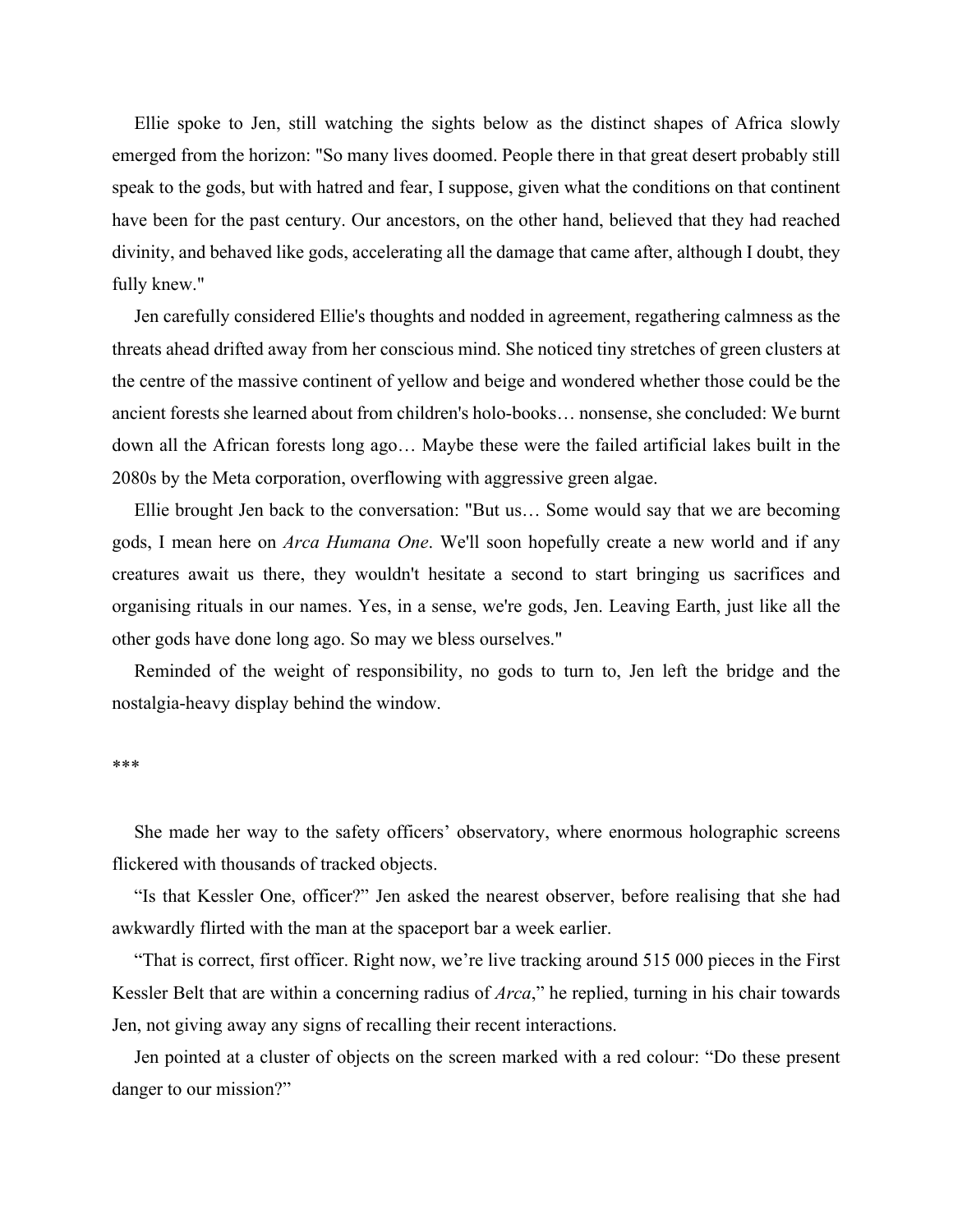Ellie spoke to Jen, still watching the sights below as the distinct shapes of Africa slowly emerged from the horizon: "So many lives doomed. People there in that great desert probably still speak to the gods, but with hatred and fear, I suppose, given what the conditions on that continent have been for the past century. Our ancestors, on the other hand, believed that they had reached divinity, and behaved like gods, accelerating all the damage that came after, although I doubt, they fully knew."

Jen carefully considered Ellie's thoughts and nodded in agreement, regathering calmness as the threats ahead drifted away from her conscious mind. She noticed tiny stretches of green clusters at the centre of the massive continent of yellow and beige and wondered whether those could be the ancient forests she learned about from children's holo-books… nonsense, she concluded: We burnt down all the African forests long ago… Maybe these were the failed artificial lakes built in the 2080s by the Meta corporation, overflowing with aggressive green algae.

Ellie brought Jen back to the conversation: "But us… Some would say that we are becoming gods, I mean here on *Arca Humana One*. We'll soon hopefully create a new world and if any creatures await us there, they wouldn't hesitate a second to start bringing us sacrifices and organising rituals in our names. Yes, in a sense, we're gods, Jen. Leaving Earth, just like all the other gods have done long ago. So may we bless ourselves."

Reminded of the weight of responsibility, no gods to turn to, Jen left the bridge and the nostalgia-heavy display behind the window.

***

She made her way to the safety officers' observatory, where enormous holographic screens flickered with thousands of tracked objects.

"Is that Kessler One, officer?" Jen asked the nearest observer, before realising that she had awkwardly flirted with the man at the spaceport bar a week earlier.

"That is correct, first officer. Right now, we're live tracking around 515 000 pieces in the First Kessler Belt that are within a concerning radius of *Arca*," he replied, turning in his chair towards Jen, not giving away any signs of recalling their recent interactions.

Jen pointed at a cluster of objects on the screen marked with a red colour: "Do these present danger to our mission?"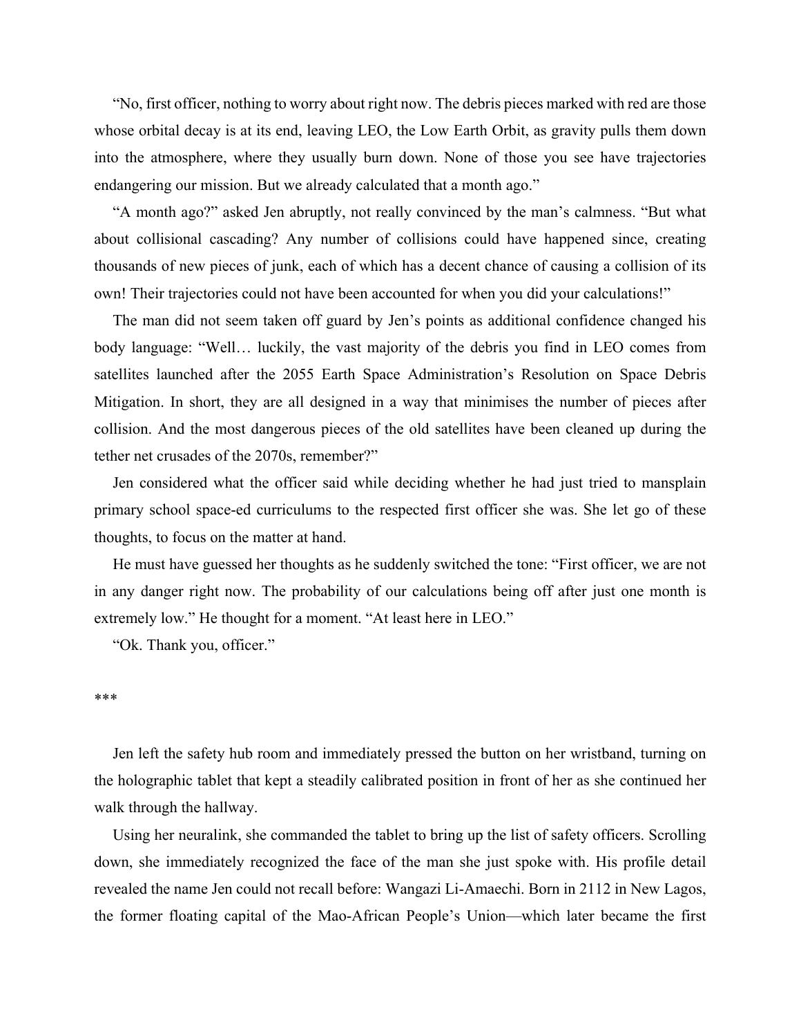“No, first officer, nothing to worry about right now. The debris pieces marked with red are those whose orbital decay is at its end, leaving LEO, the Low Earth Orbit, as gravity pulls them down into the atmosphere, where they usually burn down. None of those you see have trajectories endangering our mission. But we already calculated that a month ago.”

“A month ago?” asked Jen abruptly, not really convinced by the man’s calmness. “But what about collisional cascading? Any number of collisions could have happened since, creating thousands of new pieces of junk, each of which has a decent chance of causing a collision of its own! Their trajectories could not have been accounted for when you did your calculations!”

The man did not seem taken off guard by Jen’s points as additional confidence changed his body language: “Well… luckily, the vast majority of the debris you find in LEO comes from satellites launched after the 2055 Earth Space Administration’s Resolution on Space Debris Mitigation. In short, they are all designed in a way that minimises the number of pieces after collision. And the most dangerous pieces of the old satellites have been cleaned up during the tether net crusades of the 2070s, remember?”

Jen considered what the officer said while deciding whether he had just tried to mansplain primary school space-ed curriculums to the respected first officer she was. She let go of these thoughts, to focus on the matter at hand.

He must have guessed her thoughts as he suddenly switched the tone: “First officer, we are not in any danger right now. The probability of our calculations being off after just one month is extremely low.” He thought for a moment. “At least here in LEO.”

“Ok. Thank you, officer.”

***

Jen left the safety hub room and immediately pressed the button on her wristband, turning on the holographic tablet that kept a steadily calibrated position in front of her as she continued her walk through the hallway.

Using her neuralink, she commanded the tablet to bring up the list of safety officers. Scrolling down, she immediately recognized the face of the man she just spoke with. His profile detail revealed the name Jen could not recall before: Wangazi Li-Amaechi. Born in 2112 in New Lagos, the former floating capital of the Mao-African People’s Union—which later became the first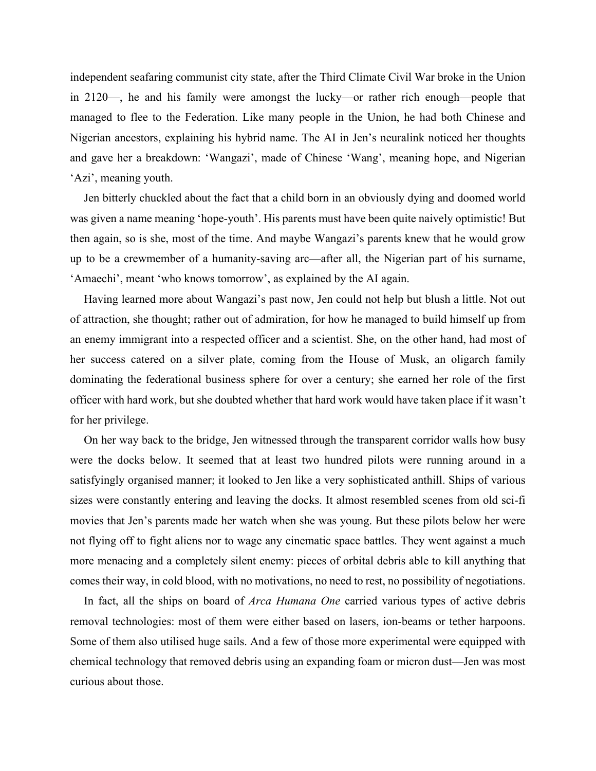independent seafaring communist city state, after the Third Climate Civil War broke in the Union in 2120—, he and his family were amongst the lucky—or rather rich enough—people that managed to flee to the Federation. Like many people in the Union, he had both Chinese and Nigerian ancestors, explaining his hybrid name. The AI in Jen's neuralink noticed her thoughts and gave her a breakdown: 'Wangazi', made of Chinese 'Wang', meaning hope, and Nigerian 'Azi', meaning youth.

Jen bitterly chuckled about the fact that a child born in an obviously dying and doomed world was given a name meaning 'hope-youth'. His parents must have been quite naively optimistic! But then again, so is she, most of the time. And maybe Wangazi's parents knew that he would grow up to be a crewmember of a humanity-saving arc—after all, the Nigerian part of his surname, 'Amaechi', meant 'who knows tomorrow', as explained by the AI again.

Having learned more about Wangazi's past now, Jen could not help but blush a little. Not out of attraction, she thought; rather out of admiration, for how he managed to build himself up from an enemy immigrant into a respected officer and a scientist. She, on the other hand, had most of her success catered on a silver plate, coming from the House of Musk, an oligarch family dominating the federational business sphere for over a century; she earned her role of the first officer with hard work, but she doubted whether that hard work would have taken place if it wasn't for her privilege.

On her way back to the bridge, Jen witnessed through the transparent corridor walls how busy were the docks below. It seemed that at least two hundred pilots were running around in a satisfyingly organised manner; it looked to Jen like a very sophisticated anthill. Ships of various sizes were constantly entering and leaving the docks. It almost resembled scenes from old sci-fi movies that Jen's parents made her watch when she was young. But these pilots below her were not flying off to fight aliens nor to wage any cinematic space battles. They went against a much more menacing and a completely silent enemy: pieces of orbital debris able to kill anything that comes their way, in cold blood, with no motivations, no need to rest, no possibility of negotiations.

In fact, all the ships on board of *Arca Humana One* carried various types of active debris removal technologies: most of them were either based on lasers, ion-beams or tether harpoons. Some of them also utilised huge sails. And a few of those more experimental were equipped with chemical technology that removed debris using an expanding foam or micron dust—Jen was most curious about those.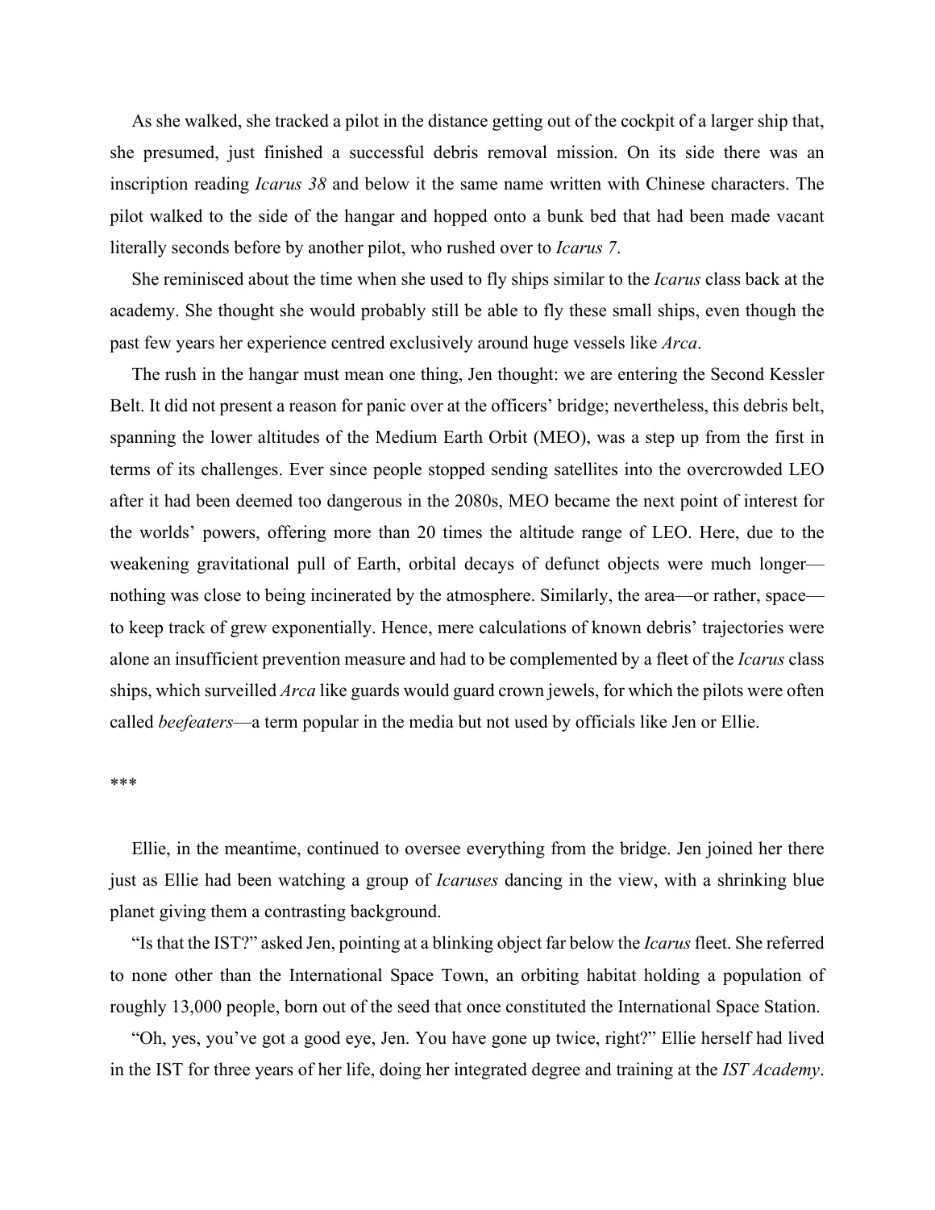As she walked, she tracked a pilot in the distance getting out of the cockpit of a larger ship that, she presumed, just finished a successful debris removal mission. On its side there was an inscription reading *Icarus 38* and below it the same name written with Chinese characters. The pilot walked to the side of the hangar and hopped onto a bunk bed that had been made vacant literally seconds before by another pilot, who rushed over to *Icarus 7*.

She reminisced about the time when she used to fly ships similar to the *Icarus* class back at the academy. She thought she would probably still be able to fly these small ships, even though the past few years her experience centred exclusively around huge vessels like *Arca*.

The rush in the hangar must mean one thing, Jen thought: we are entering the Second Kessler Belt. It did not present a reason for panic over at the officers' bridge; nevertheless, this debris belt, spanning the lower altitudes of the Medium Earth Orbit (MEO), was a step up from the first in terms of its challenges. Ever since people stopped sending satellites into the overcrowded LEO after it had been deemed too dangerous in the 2080s, MEO became the next point of interest for the worlds' powers, offering more than 20 times the altitude range of LEO. Here, due to the weakening gravitational pull of Earth, orbital decays of defunct objects were much longer—nothing was close to being incinerated by the atmosphere. Similarly, the area—or rather, space—to keep track of grew exponentially. Hence, mere calculations of known debris' trajectories were alone an insufficient prevention measure and had to be complemented by a fleet of the *Icarus* class ships, which surveilled *Arca* like guards would guard crown jewels, for which the pilots were often called *beefeaters*—a term popular in the media but not used by officials like Jen or Ellie.

***

Ellie, in the meantime, continued to oversee everything from the bridge. Jen joined her there just as Ellie had been watching a group of *Icaruses* dancing in the view, with a shrinking blue planet giving them a contrasting background.

"Is that the IST?" asked Jen, pointing at a blinking object far below the *Icarus* fleet. She referred to none other than the International Space Town, an orbiting habitat holding a population of roughly 13,000 people, born out of the seed that once constituted the International Space Station.

"Oh, yes, you've got a good eye, Jen. You have gone up twice, right?" Ellie herself had lived in the IST for three years of her life, doing her integrated degree and training at the *IST Academy*.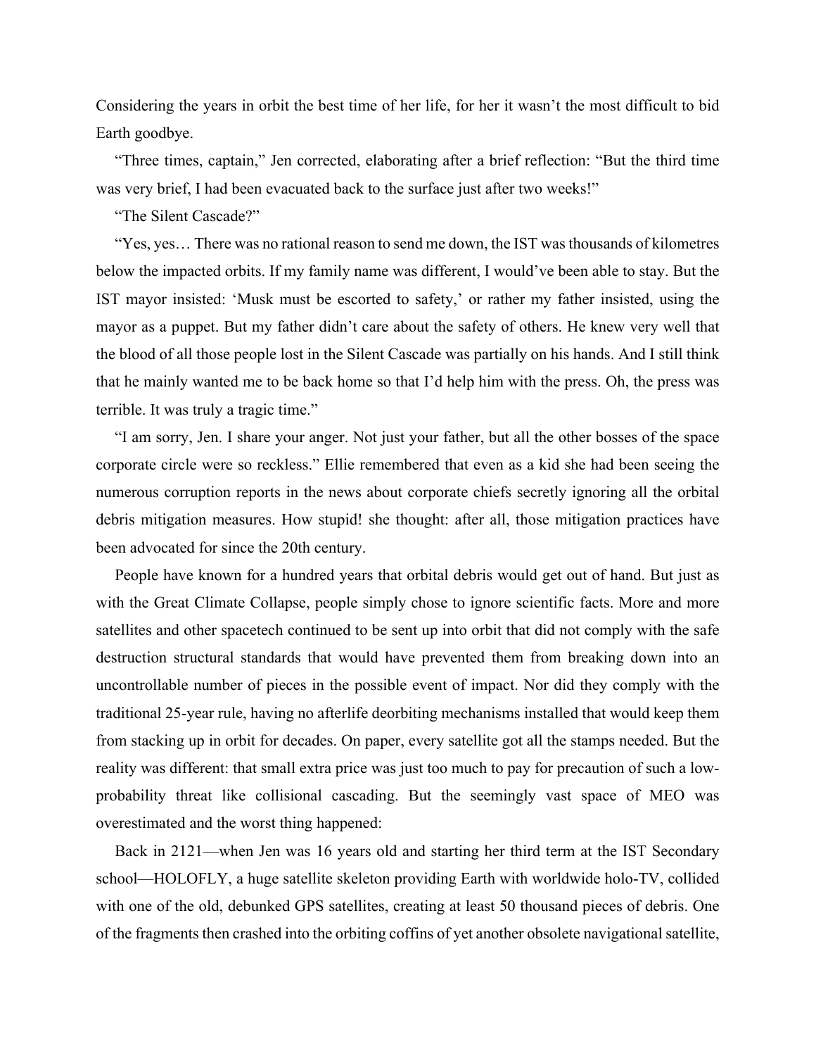Considering the years in orbit the best time of her life, for her it wasn't the most difficult to bid Earth goodbye.

"Three times, captain," Jen corrected, elaborating after a brief reflection: "But the third time was very brief, I had been evacuated back to the surface just after two weeks!"

"The Silent Cascade?"

"Yes, yes… There was no rational reason to send me down, the IST was thousands of kilometres below the impacted orbits. If my family name was different, I would've been able to stay. But the IST mayor insisted: 'Musk must be escorted to safety,' or rather my father insisted, using the mayor as a puppet. But my father didn't care about the safety of others. He knew very well that the blood of all those people lost in the Silent Cascade was partially on his hands. And I still think that he mainly wanted me to be back home so that I'd help him with the press. Oh, the press was terrible. It was truly a tragic time."

"I am sorry, Jen. I share your anger. Not just your father, but all the other bosses of the space corporate circle were so reckless." Ellie remembered that even as a kid she had been seeing the numerous corruption reports in the news about corporate chiefs secretly ignoring all the orbital debris mitigation measures. How stupid! she thought: after all, those mitigation practices have been advocated for since the 20th century.

People have known for a hundred years that orbital debris would get out of hand. But just as with the Great Climate Collapse, people simply chose to ignore scientific facts. More and more satellites and other spacetech continued to be sent up into orbit that did not comply with the safe destruction structural standards that would have prevented them from breaking down into an uncontrollable number of pieces in the possible event of impact. Nor did they comply with the traditional 25-year rule, having no afterlife deorbiting mechanisms installed that would keep them from stacking up in orbit for decades. On paper, every satellite got all the stamps needed. But the reality was different: that small extra price was just too much to pay for precaution of such a low-probability threat like collisional cascading. But the seemingly vast space of MEO was overestimated and the worst thing happened:

Back in 2121—when Jen was 16 years old and starting her third term at the IST Secondary school—HOLOFLY, a huge satellite skeleton providing Earth with worldwide holo-TV, collided with one of the old, debunked GPS satellites, creating at least 50 thousand pieces of debris. One of the fragments then crashed into the orbiting coffins of yet another obsolete navigational satellite,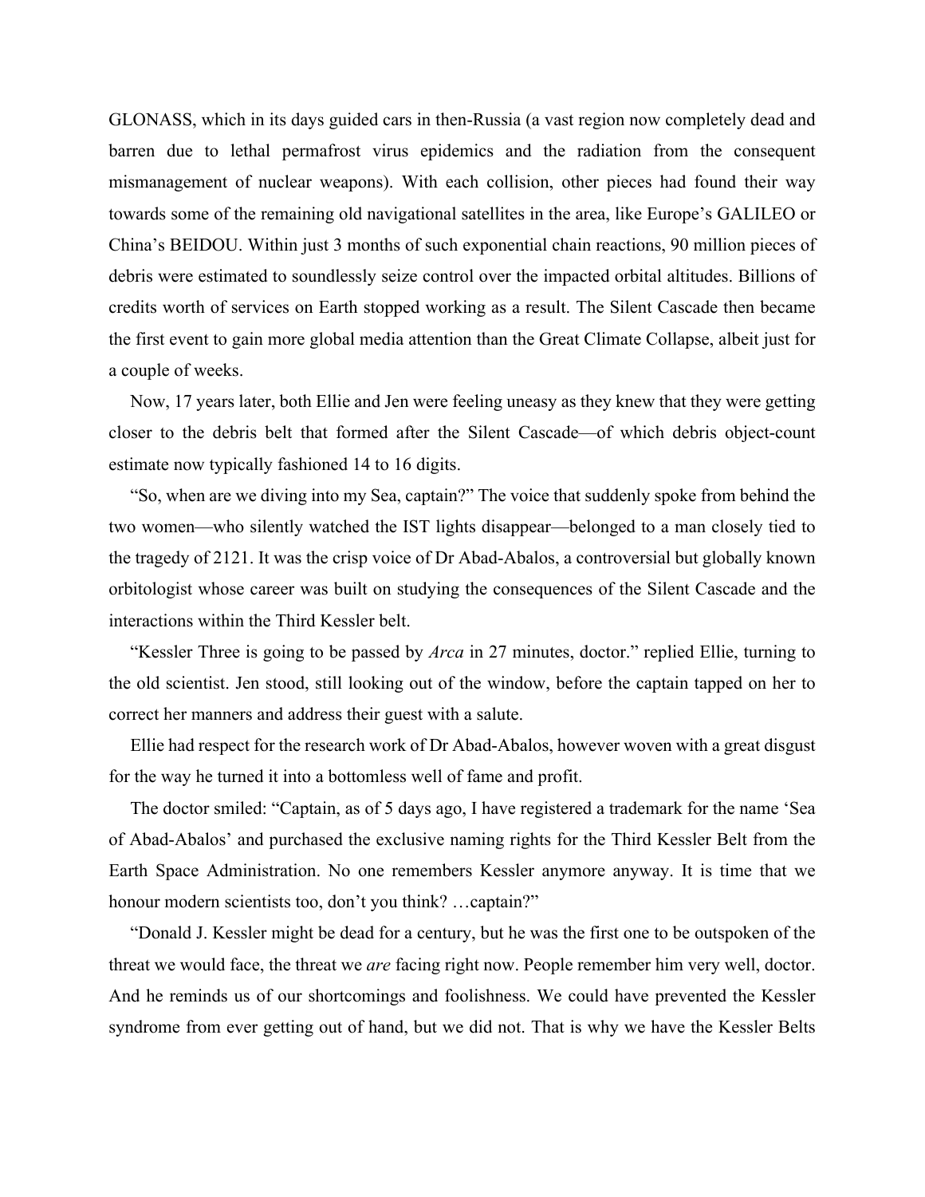GLONASS, which in its days guided cars in then-Russia (a vast region now completely dead and barren due to lethal permafrost virus epidemics and the radiation from the consequent mismanagement of nuclear weapons). With each collision, other pieces had found their way towards some of the remaining old navigational satellites in the area, like Europe's GALILEO or China's BEIDOU. Within just 3 months of such exponential chain reactions, 90 million pieces of debris were estimated to soundlessly seize control over the impacted orbital altitudes. Billions of credits worth of services on Earth stopped working as a result. The Silent Cascade then became the first event to gain more global media attention than the Great Climate Collapse, albeit just for a couple of weeks.

Now, 17 years later, both Ellie and Jen were feeling uneasy as they knew that they were getting closer to the debris belt that formed after the Silent Cascade—of which debris object-count estimate now typically fashioned 14 to 16 digits.

"So, when are we diving into my Sea, captain?" The voice that suddenly spoke from behind the two women—who silently watched the IST lights disappear—belonged to a man closely tied to the tragedy of 2121. It was the crisp voice of Dr Abad-Abalos, a controversial but globally known orbitologist whose career was built on studying the consequences of the Silent Cascade and the interactions within the Third Kessler belt.

"Kessler Three is going to be passed by *Arca* in 27 minutes, doctor." replied Ellie, turning to the old scientist. Jen stood, still looking out of the window, before the captain tapped on her to correct her manners and address their guest with a salute.

Ellie had respect for the research work of Dr Abad-Abalos, however woven with a great disgust for the way he turned it into a bottomless well of fame and profit.

The doctor smiled: "Captain, as of 5 days ago, I have registered a trademark for the name 'Sea of Abad-Abalos' and purchased the exclusive naming rights for the Third Kessler Belt from the Earth Space Administration. No one remembers Kessler anymore anyway. It is time that we honour modern scientists too, don't you think? …captain?"

"Donald J. Kessler might be dead for a century, but he was the first one to be outspoken of the threat we would face, the threat we *are* facing right now. People remember him very well, doctor. And he reminds us of our shortcomings and foolishness. We could have prevented the Kessler syndrome from ever getting out of hand, but we did not. That is why we have the Kessler Belts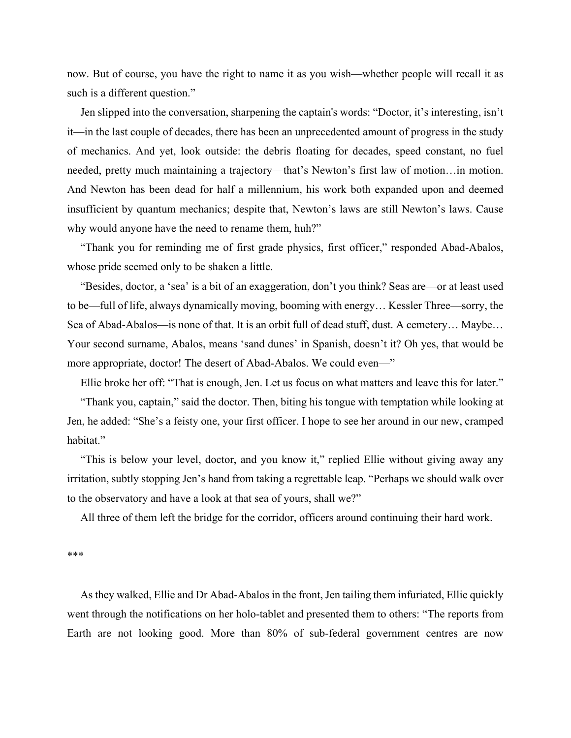now. But of course, you have the right to name it as you wish—whether people will recall it as such is a different question."

Jen slipped into the conversation, sharpening the captain's words: "Doctor, it's interesting, isn't it—in the last couple of decades, there has been an unprecedented amount of progress in the study of mechanics. And yet, look outside: the debris floating for decades, speed constant, no fuel needed, pretty much maintaining a trajectory—that's Newton's first law of motion…in motion. And Newton has been dead for half a millennium, his work both expanded upon and deemed insufficient by quantum mechanics; despite that, Newton's laws are still Newton's laws. Cause why would anyone have the need to rename them, huh?"

"Thank you for reminding me of first grade physics, first officer," responded Abad-Abalos, whose pride seemed only to be shaken a little.

"Besides, doctor, a 'sea' is a bit of an exaggeration, don't you think? Seas are—or at least used to be—full of life, always dynamically moving, booming with energy… Kessler Three—sorry, the Sea of Abad-Abalos—is none of that. It is an orbit full of dead stuff, dust. A cemetery… Maybe… Your second surname, Abalos, means 'sand dunes' in Spanish, doesn't it? Oh yes, that would be more appropriate, doctor! The desert of Abad-Abalos. We could even—"

Ellie broke her off: "That is enough, Jen. Let us focus on what matters and leave this for later."

"Thank you, captain," said the doctor. Then, biting his tongue with temptation while looking at Jen, he added: "She's a feisty one, your first officer. I hope to see her around in our new, cramped habitat."

"This is below your level, doctor, and you know it," replied Ellie without giving away any irritation, subtly stopping Jen's hand from taking a regrettable leap. "Perhaps we should walk over to the observatory and have a look at that sea of yours, shall we?"

All three of them left the bridge for the corridor, officers around continuing their hard work.

***

As they walked, Ellie and Dr Abad-Abalos in the front, Jen tailing them infuriated, Ellie quickly went through the notifications on her holo-tablet and presented them to others: "The reports from Earth are not looking good. More than 80% of sub-federal government centres are now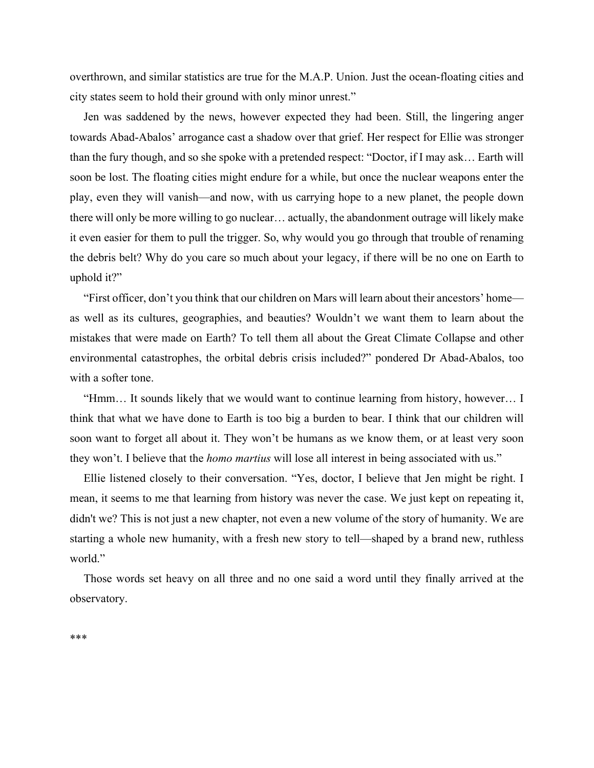overthrown, and similar statistics are true for the M.A.P. Union. Just the ocean-floating cities and city states seem to hold their ground with only minor unrest."

Jen was saddened by the news, however expected they had been. Still, the lingering anger towards Abad-Abalos' arrogance cast a shadow over that grief. Her respect for Ellie was stronger than the fury though, and so she spoke with a pretended respect: "Doctor, if I may ask… Earth will soon be lost. The floating cities might endure for a while, but once the nuclear weapons enter the play, even they will vanish—and now, with us carrying hope to a new planet, the people down there will only be more willing to go nuclear… actually, the abandonment outrage will likely make it even easier for them to pull the trigger. So, why would you go through that trouble of renaming the debris belt? Why do you care so much about your legacy, if there will be no one on Earth to uphold it?"

"First officer, don't you think that our children on Mars will learn about their ancestors' home—as well as its cultures, geographies, and beauties? Wouldn't we want them to learn about the mistakes that were made on Earth? To tell them all about the Great Climate Collapse and other environmental catastrophes, the orbital debris crisis included?" pondered Dr Abad-Abalos, too with a softer tone.

"Hmm… It sounds likely that we would want to continue learning from history, however… I think that what we have done to Earth is too big a burden to bear. I think that our children will soon want to forget all about it. They won't be humans as we know them, or at least very soon they won't. I believe that the *homo martius* will lose all interest in being associated with us."

Ellie listened closely to their conversation. "Yes, doctor, I believe that Jen might be right. I mean, it seems to me that learning from history was never the case. We just kept on repeating it, didn't we? This is not just a new chapter, not even a new volume of the story of humanity. We are starting a whole new humanity, with a fresh new story to tell—shaped by a brand new, ruthless world."

Those words set heavy on all three and no one said a word until they finally arrived at the observatory.

***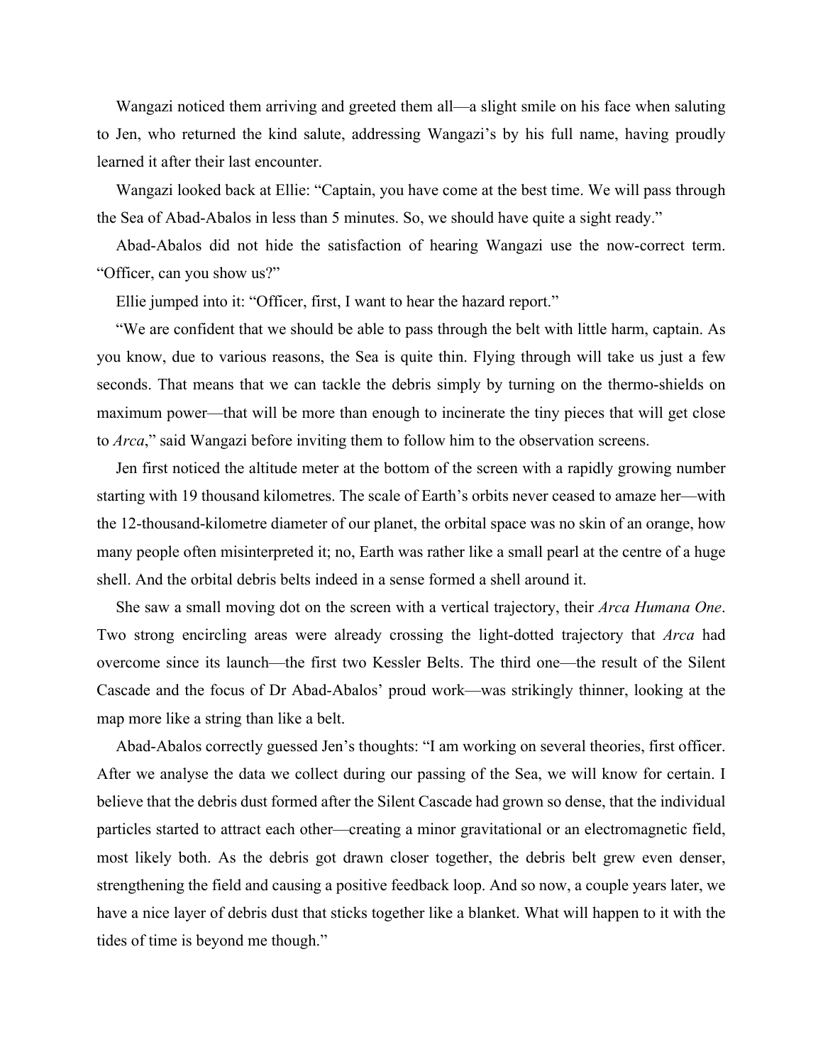Wangazi noticed them arriving and greeted them all—a slight smile on his face when saluting to Jen, who returned the kind salute, addressing Wangazi's by his full name, having proudly learned it after their last encounter.

Wangazi looked back at Ellie: "Captain, you have come at the best time. We will pass through the Sea of Abad-Abalos in less than 5 minutes. So, we should have quite a sight ready."

Abad-Abalos did not hide the satisfaction of hearing Wangazi use the now-correct term. "Officer, can you show us?"

Ellie jumped into it: "Officer, first, I want to hear the hazard report."

"We are confident that we should be able to pass through the belt with little harm, captain. As you know, due to various reasons, the Sea is quite thin. Flying through will take us just a few seconds. That means that we can tackle the debris simply by turning on the thermo-shields on maximum power—that will be more than enough to incinerate the tiny pieces that will get close to *Arca*," said Wangazi before inviting them to follow him to the observation screens.

Jen first noticed the altitude meter at the bottom of the screen with a rapidly growing number starting with 19 thousand kilometres. The scale of Earth's orbits never ceased to amaze her—with the 12-thousand-kilometre diameter of our planet, the orbital space was no skin of an orange, how many people often misinterpreted it; no, Earth was rather like a small pearl at the centre of a huge shell. And the orbital debris belts indeed in a sense formed a shell around it.

She saw a small moving dot on the screen with a vertical trajectory, their *Arca Humana One*. Two strong encircling areas were already crossing the light-dotted trajectory that *Arca* had overcome since its launch—the first two Kessler Belts. The third one—the result of the Silent Cascade and the focus of Dr Abad-Abalos' proud work—was strikingly thinner, looking at the map more like a string than like a belt.

Abad-Abalos correctly guessed Jen's thoughts: "I am working on several theories, first officer. After we analyse the data we collect during our passing of the Sea, we will know for certain. I believe that the debris dust formed after the Silent Cascade had grown so dense, that the individual particles started to attract each other—creating a minor gravitational or an electromagnetic field, most likely both. As the debris got drawn closer together, the debris belt grew even denser, strengthening the field and causing a positive feedback loop. And so now, a couple years later, we have a nice layer of debris dust that sticks together like a blanket. What will happen to it with the tides of time is beyond me though."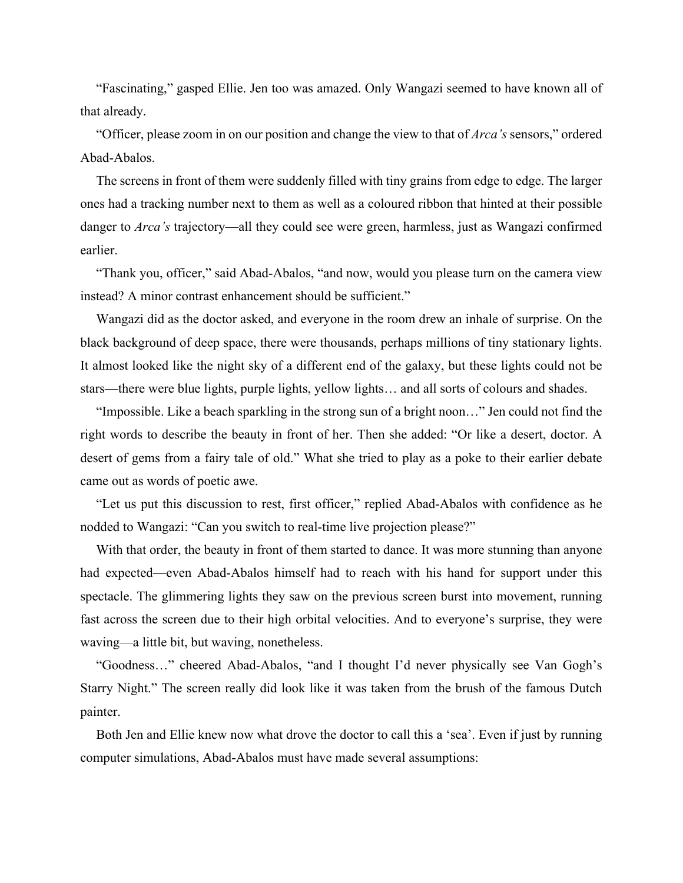"Fascinating," gasped Ellie. Jen too was amazed. Only Wangazi seemed to have known all of that already.

"Officer, please zoom in on our position and change the view to that of *Arca's* sensors," ordered Abad-Abalos.

The screens in front of them were suddenly filled with tiny grains from edge to edge. The larger ones had a tracking number next to them as well as a coloured ribbon that hinted at their possible danger to *Arca's* trajectory—all they could see were green, harmless, just as Wangazi confirmed earlier.

"Thank you, officer," said Abad-Abalos, "and now, would you please turn on the camera view instead? A minor contrast enhancement should be sufficient."

Wangazi did as the doctor asked, and everyone in the room drew an inhale of surprise. On the black background of deep space, there were thousands, perhaps millions of tiny stationary lights. It almost looked like the night sky of a different end of the galaxy, but these lights could not be stars—there were blue lights, purple lights, yellow lights… and all sorts of colours and shades.

"Impossible. Like a beach sparkling in the strong sun of a bright noon…" Jen could not find the right words to describe the beauty in front of her. Then she added: "Or like a desert, doctor. A desert of gems from a fairy tale of old." What she tried to play as a poke to their earlier debate came out as words of poetic awe.

"Let us put this discussion to rest, first officer," replied Abad-Abalos with confidence as he nodded to Wangazi: "Can you switch to real-time live projection please?"

With that order, the beauty in front of them started to dance. It was more stunning than anyone had expected—even Abad-Abalos himself had to reach with his hand for support under this spectacle. The glimmering lights they saw on the previous screen burst into movement, running fast across the screen due to their high orbital velocities. And to everyone's surprise, they were waving—a little bit, but waving, nonetheless.

"Goodness…" cheered Abad-Abalos, "and I thought I'd never physically see Van Gogh's Starry Night." The screen really did look like it was taken from the brush of the famous Dutch painter.

Both Jen and Ellie knew now what drove the doctor to call this a 'sea'. Even if just by running computer simulations, Abad-Abalos must have made several assumptions: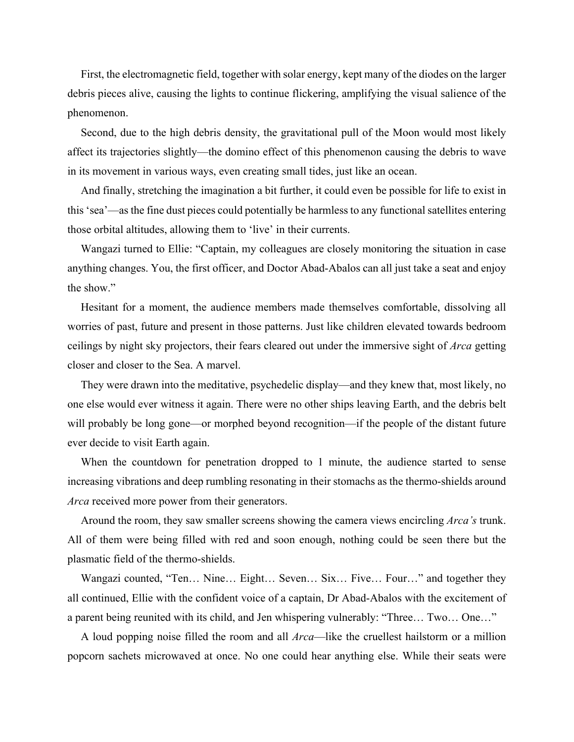First, the electromagnetic field, together with solar energy, kept many of the diodes on the larger debris pieces alive, causing the lights to continue flickering, amplifying the visual salience of the phenomenon.

Second, due to the high debris density, the gravitational pull of the Moon would most likely affect its trajectories slightly—the domino effect of this phenomenon causing the debris to wave in its movement in various ways, even creating small tides, just like an ocean.

And finally, stretching the imagination a bit further, it could even be possible for life to exist in this 'sea'—as the fine dust pieces could potentially be harmless to any functional satellites entering those orbital altitudes, allowing them to 'live' in their currents.

Wangazi turned to Ellie: "Captain, my colleagues are closely monitoring the situation in case anything changes. You, the first officer, and Doctor Abad-Abalos can all just take a seat and enjoy the show."

Hesitant for a moment, the audience members made themselves comfortable, dissolving all worries of past, future and present in those patterns. Just like children elevated towards bedroom ceilings by night sky projectors, their fears cleared out under the immersive sight of *Arca* getting closer and closer to the Sea. A marvel.

They were drawn into the meditative, psychedelic display—and they knew that, most likely, no one else would ever witness it again. There were no other ships leaving Earth, and the debris belt will probably be long gone—or morphed beyond recognition—if the people of the distant future ever decide to visit Earth again.

When the countdown for penetration dropped to 1 minute, the audience started to sense increasing vibrations and deep rumbling resonating in their stomachs as the thermo-shields around *Arca* received more power from their generators.

Around the room, they saw smaller screens showing the camera views encircling *Arca's* trunk. All of them were being filled with red and soon enough, nothing could be seen there but the plasmatic field of the thermo-shields.

Wangazi counted, "Ten… Nine… Eight… Seven… Six… Five… Four…" and together they all continued, Ellie with the confident voice of a captain, Dr Abad-Abalos with the excitement of a parent being reunited with its child, and Jen whispering vulnerably: "Three… Two… One…"

A loud popping noise filled the room and all *Arca*—like the cruellest hailstorm or a million popcorn sachets microwaved at once. No one could hear anything else. While their seats were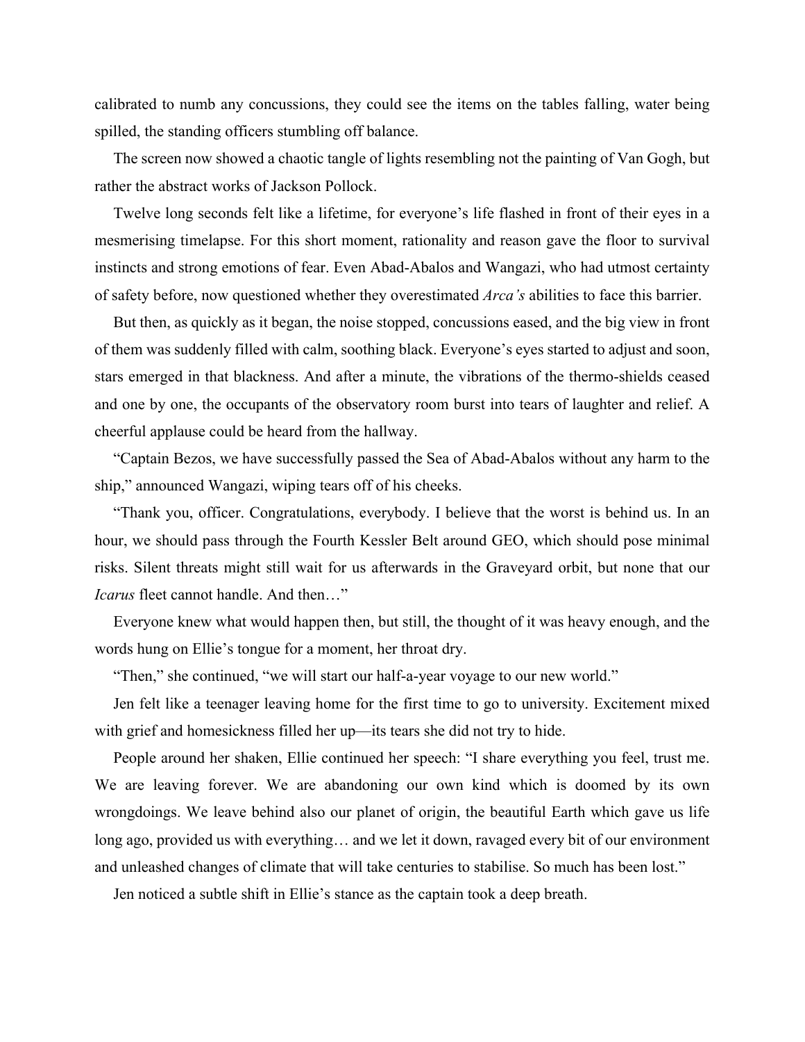calibrated to numb any concussions, they could see the items on the tables falling, water being spilled, the standing officers stumbling off balance.

The screen now showed a chaotic tangle of lights resembling not the painting of Van Gogh, but rather the abstract works of Jackson Pollock.

Twelve long seconds felt like a lifetime, for everyone's life flashed in front of their eyes in a mesmerising timelapse. For this short moment, rationality and reason gave the floor to survival instincts and strong emotions of fear. Even Abad-Abalos and Wangazi, who had utmost certainty of safety before, now questioned whether they overestimated *Arca's* abilities to face this barrier.

But then, as quickly as it began, the noise stopped, concussions eased, and the big view in front of them was suddenly filled with calm, soothing black. Everyone's eyes started to adjust and soon, stars emerged in that blackness. And after a minute, the vibrations of the thermo-shields ceased and one by one, the occupants of the observatory room burst into tears of laughter and relief. A cheerful applause could be heard from the hallway.

"Captain Bezos, we have successfully passed the Sea of Abad-Abalos without any harm to the ship," announced Wangazi, wiping tears off of his cheeks.

"Thank you, officer. Congratulations, everybody. I believe that the worst is behind us. In an hour, we should pass through the Fourth Kessler Belt around GEO, which should pose minimal risks. Silent threats might still wait for us afterwards in the Graveyard orbit, but none that our *Icarus* fleet cannot handle. And then…"

Everyone knew what would happen then, but still, the thought of it was heavy enough, and the words hung on Ellie's tongue for a moment, her throat dry.

"Then," she continued, "we will start our half-a-year voyage to our new world."

Jen felt like a teenager leaving home for the first time to go to university. Excitement mixed with grief and homesickness filled her up—its tears she did not try to hide.

People around her shaken, Ellie continued her speech: "I share everything you feel, trust me. We are leaving forever. We are abandoning our own kind which is doomed by its own wrongdoings. We leave behind also our planet of origin, the beautiful Earth which gave us life long ago, provided us with everything… and we let it down, ravaged every bit of our environment and unleashed changes of climate that will take centuries to stabilise. So much has been lost."

Jen noticed a subtle shift in Ellie's stance as the captain took a deep breath.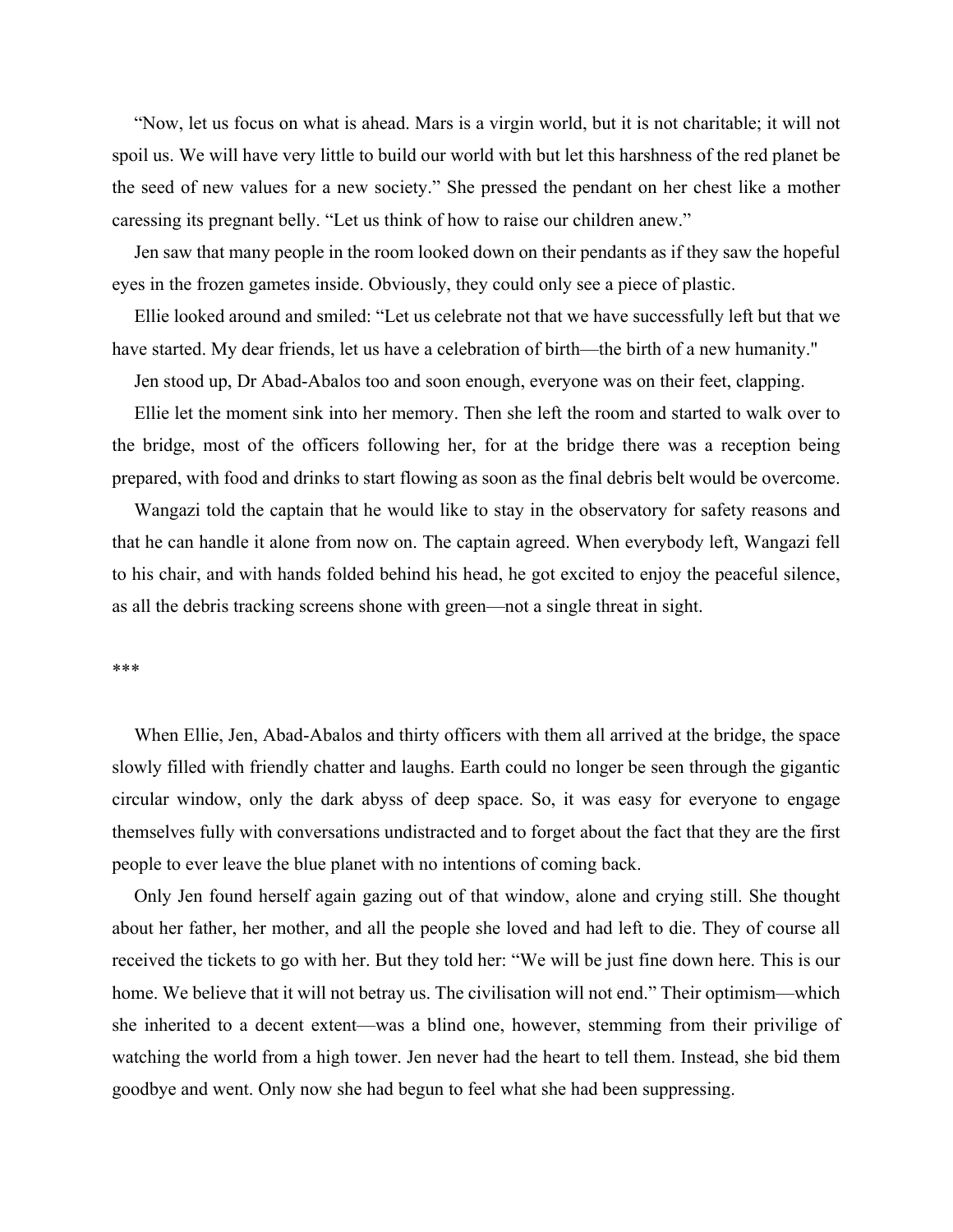"Now, let us focus on what is ahead. Mars is a virgin world, but it is not charitable; it will not spoil us. We will have very little to build our world with but let this harshness of the red planet be the seed of new values for a new society." She pressed the pendant on her chest like a mother caressing its pregnant belly. "Let us think of how to raise our children anew."

Jen saw that many people in the room looked down on their pendants as if they saw the hopeful eyes in the frozen gametes inside. Obviously, they could only see a piece of plastic.

Ellie looked around and smiled: "Let us celebrate not that we have successfully left but that we have started. My dear friends, let us have a celebration of birth—the birth of a new humanity."

Jen stood up, Dr Abad-Abalos too and soon enough, everyone was on their feet, clapping.

Ellie let the moment sink into her memory. Then she left the room and started to walk over to the bridge, most of the officers following her, for at the bridge there was a reception being prepared, with food and drinks to start flowing as soon as the final debris belt would be overcome.

Wangazi told the captain that he would like to stay in the observatory for safety reasons and that he can handle it alone from now on. The captain agreed. When everybody left, Wangazi fell to his chair, and with hands folded behind his head, he got excited to enjoy the peaceful silence, as all the debris tracking screens shone with green—not a single threat in sight.

***

When Ellie, Jen, Abad-Abalos and thirty officers with them all arrived at the bridge, the space slowly filled with friendly chatter and laughs. Earth could no longer be seen through the gigantic circular window, only the dark abyss of deep space. So, it was easy for everyone to engage themselves fully with conversations undistracted and to forget about the fact that they are the first people to ever leave the blue planet with no intentions of coming back.

Only Jen found herself again gazing out of that window, alone and crying still. She thought about her father, her mother, and all the people she loved and had left to die. They of course all received the tickets to go with her. But they told her: "We will be just fine down here. This is our home. We believe that it will not betray us. The civilisation will not end." Their optimism—which she inherited to a decent extent—was a blind one, however, stemming from their privilige of watching the world from a high tower. Jen never had the heart to tell them. Instead, she bid them goodbye and went. Only now she had begun to feel what she had been suppressing.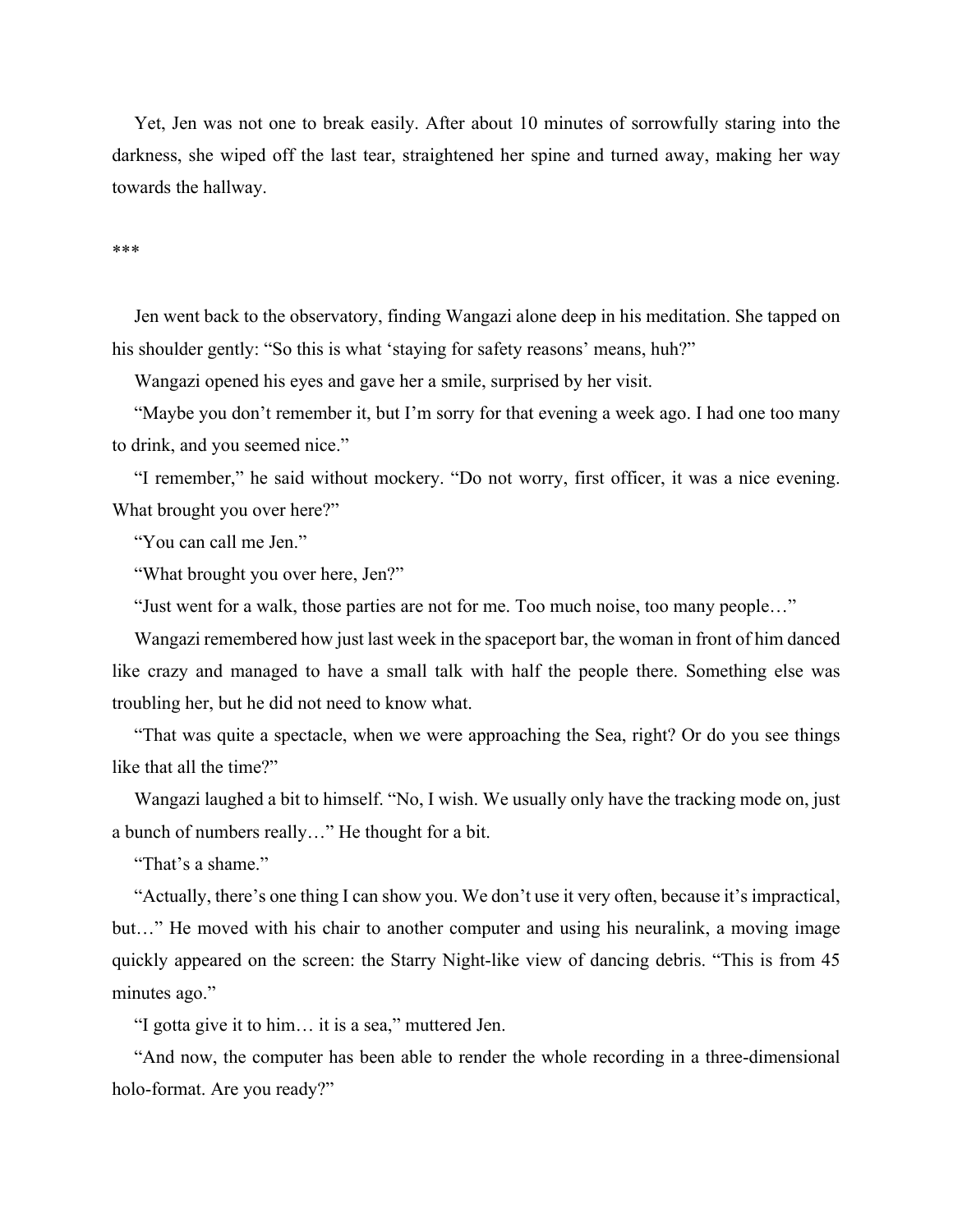Yet, Jen was not one to break easily. After about 10 minutes of sorrowfully staring into the darkness, she wiped off the last tear, straightened her spine and turned away, making her way towards the hallway.

***

Jen went back to the observatory, finding Wangazi alone deep in his meditation. She tapped on his shoulder gently: "So this is what 'staying for safety reasons' means, huh?"

Wangazi opened his eyes and gave her a smile, surprised by her visit.

"Maybe you don't remember it, but I'm sorry for that evening a week ago. I had one too many to drink, and you seemed nice."

"I remember," he said without mockery. "Do not worry, first officer, it was a nice evening. What brought you over here?"

"You can call me Jen."

"What brought you over here, Jen?"

"Just went for a walk, those parties are not for me. Too much noise, too many people…"

Wangazi remembered how just last week in the spaceport bar, the woman in front of him danced like crazy and managed to have a small talk with half the people there. Something else was troubling her, but he did not need to know what.

"That was quite a spectacle, when we were approaching the Sea, right? Or do you see things like that all the time?"

Wangazi laughed a bit to himself. "No, I wish. We usually only have the tracking mode on, just a bunch of numbers really…" He thought for a bit.

"That's a shame."

"Actually, there's one thing I can show you. We don't use it very often, because it's impractical, but…" He moved with his chair to another computer and using his neuralink, a moving image quickly appeared on the screen: the Starry Night-like view of dancing debris. "This is from 45 minutes ago."

"I gotta give it to him… it is a sea," muttered Jen.

"And now, the computer has been able to render the whole recording in a three-dimensional holo-format. Are you ready?"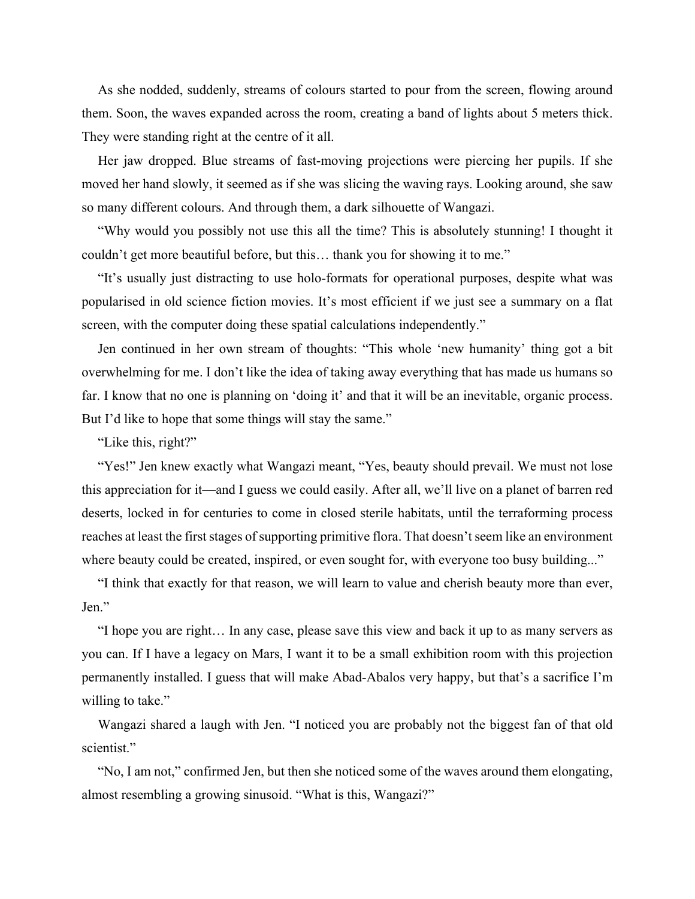As she nodded, suddenly, streams of colours started to pour from the screen, flowing around them. Soon, the waves expanded across the room, creating a band of lights about 5 meters thick. They were standing right at the centre of it all.

Her jaw dropped. Blue streams of fast-moving projections were piercing her pupils. If she moved her hand slowly, it seemed as if she was slicing the waving rays. Looking around, she saw so many different colours. And through them, a dark silhouette of Wangazi.

"Why would you possibly not use this all the time? This is absolutely stunning! I thought it couldn't get more beautiful before, but this… thank you for showing it to me."

"It's usually just distracting to use holo-formats for operational purposes, despite what was popularised in old science fiction movies. It's most efficient if we just see a summary on a flat screen, with the computer doing these spatial calculations independently."

Jen continued in her own stream of thoughts: "This whole 'new humanity' thing got a bit overwhelming for me. I don't like the idea of taking away everything that has made us humans so far. I know that no one is planning on 'doing it' and that it will be an inevitable, organic process. But I'd like to hope that some things will stay the same."

"Like this, right?"

"Yes!" Jen knew exactly what Wangazi meant, "Yes, beauty should prevail. We must not lose this appreciation for it—and I guess we could easily. After all, we'll live on a planet of barren red deserts, locked in for centuries to come in closed sterile habitats, until the terraforming process reaches at least the first stages of supporting primitive flora. That doesn't seem like an environment where beauty could be created, inspired, or even sought for, with everyone too busy building..."

"I think that exactly for that reason, we will learn to value and cherish beauty more than ever, Jen."

"I hope you are right… In any case, please save this view and back it up to as many servers as you can. If I have a legacy on Mars, I want it to be a small exhibition room with this projection permanently installed. I guess that will make Abad-Abalos very happy, but that's a sacrifice I'm willing to take."

Wangazi shared a laugh with Jen. "I noticed you are probably not the biggest fan of that old scientist."

"No, I am not," confirmed Jen, but then she noticed some of the waves around them elongating, almost resembling a growing sinusoid. "What is this, Wangazi?"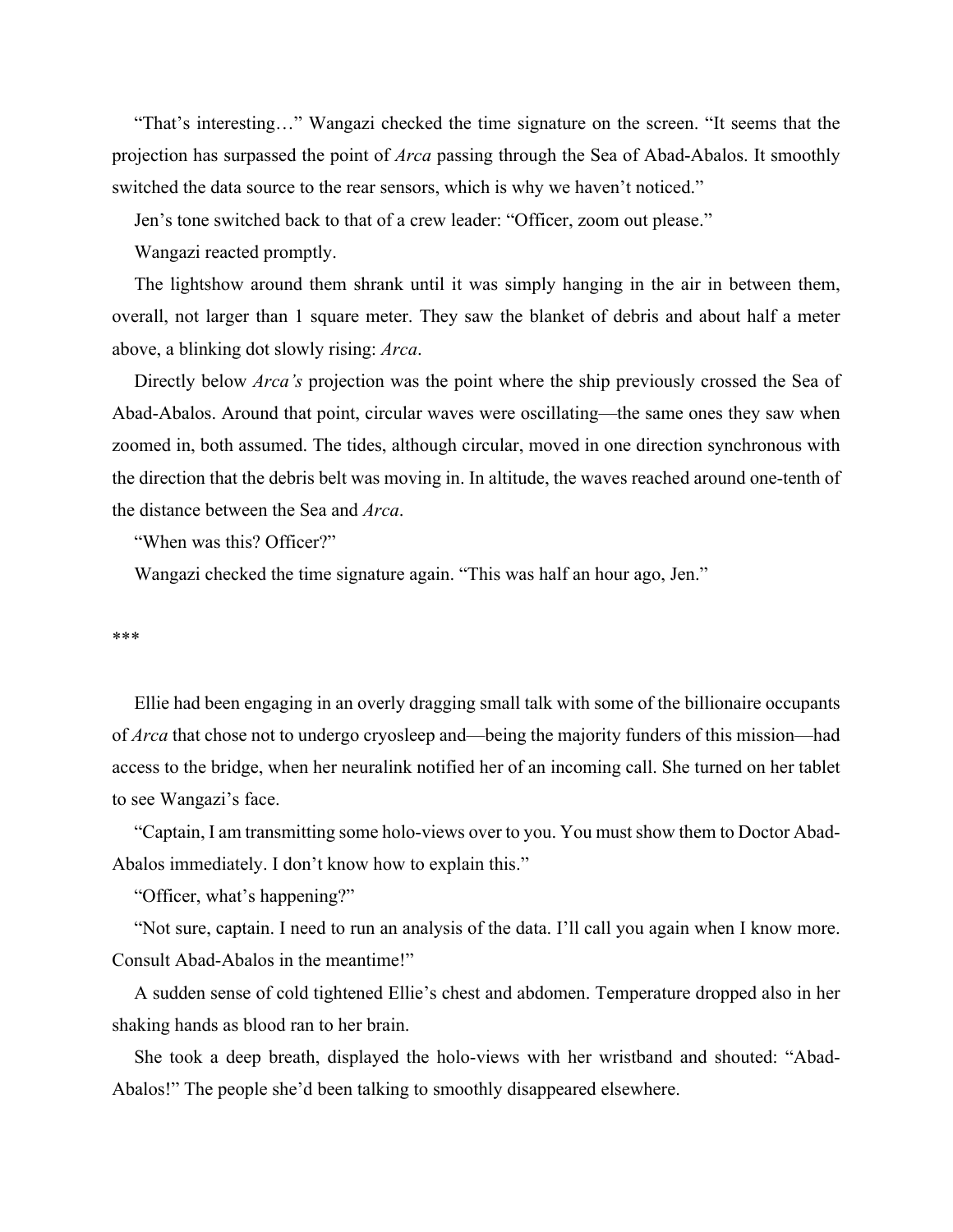"That's interesting…" Wangazi checked the time signature on the screen. "It seems that the projection has surpassed the point of *Arca* passing through the Sea of Abad-Abalos. It smoothly switched the data source to the rear sensors, which is why we haven't noticed."

Jen's tone switched back to that of a crew leader: "Officer, zoom out please."

Wangazi reacted promptly.

The lightshow around them shrank until it was simply hanging in the air in between them, overall, not larger than 1 square meter. They saw the blanket of debris and about half a meter above, a blinking dot slowly rising: *Arca*.

Directly below *Arca's* projection was the point where the ship previously crossed the Sea of Abad-Abalos. Around that point, circular waves were oscillating—the same ones they saw when zoomed in, both assumed. The tides, although circular, moved in one direction synchronous with the direction that the debris belt was moving in. In altitude, the waves reached around one-tenth of the distance between the Sea and *Arca*.

"When was this? Officer?"

Wangazi checked the time signature again. "This was half an hour ago, Jen."

***

Ellie had been engaging in an overly dragging small talk with some of the billionaire occupants of *Arca* that chose not to undergo cryosleep and—being the majority funders of this mission—had access to the bridge, when her neuralink notified her of an incoming call. She turned on her tablet to see Wangazi's face.

"Captain, I am transmitting some holo-views over to you. You must show them to Doctor Abad-Abalos immediately. I don't know how to explain this."

"Officer, what's happening?"

"Not sure, captain. I need to run an analysis of the data. I'll call you again when I know more. Consult Abad-Abalos in the meantime!"

A sudden sense of cold tightened Ellie's chest and abdomen. Temperature dropped also in her shaking hands as blood ran to her brain.

She took a deep breath, displayed the holo-views with her wristband and shouted: "Abad-Abalos!" The people she'd been talking to smoothly disappeared elsewhere.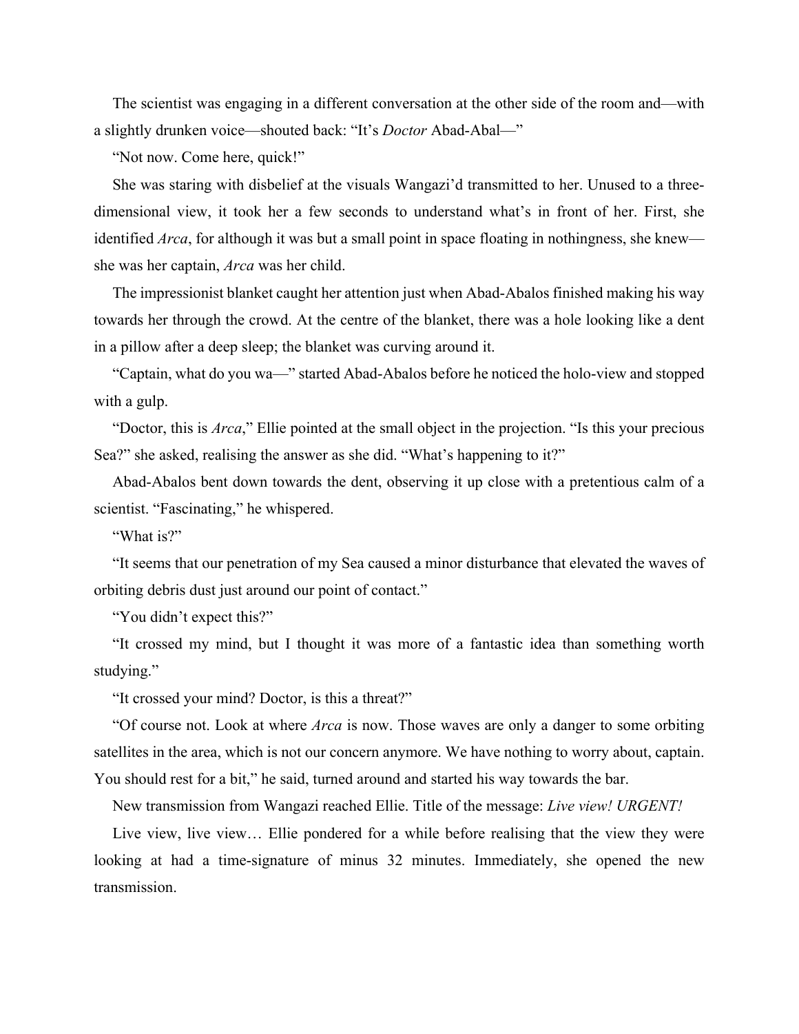The scientist was engaging in a different conversation at the other side of the room and—with a slightly drunken voice—shouted back: “It’s *Doctor* Abad-Abal—”

“Not now. Come here, quick!”

She was staring with disbelief at the visuals Wangazi’d transmitted to her. Unused to a three-dimensional view, it took her a few seconds to understand what’s in front of her. First, she identified *Arca*, for although it was but a small point in space floating in nothingness, she knew—she was her captain, *Arca* was her child.

The impressionist blanket caught her attention just when Abad-Abalos finished making his way towards her through the crowd. At the centre of the blanket, there was a hole looking like a dent in a pillow after a deep sleep; the blanket was curving around it.

“Captain, what do you wa—” started Abad-Abalos before he noticed the holo-view and stopped with a gulp.

“Doctor, this is *Arca*,” Ellie pointed at the small object in the projection. “Is this your precious Sea?” she asked, realising the answer as she did. “What’s happening to it?”

Abad-Abalos bent down towards the dent, observing it up close with a pretentious calm of a scientist. “Fascinating,” he whispered.

“What is?”

“It seems that our penetration of my Sea caused a minor disturbance that elevated the waves of orbiting debris dust just around our point of contact.”

“You didn’t expect this?”

“It crossed my mind, but I thought it was more of a fantastic idea than something worth studying.”

“It crossed your mind? Doctor, is this a threat?”

“Of course not. Look at where *Arca* is now. Those waves are only a danger to some orbiting satellites in the area, which is not our concern anymore. We have nothing to worry about, captain. You should rest for a bit,” he said, turned around and started his way towards the bar.

New transmission from Wangazi reached Ellie. Title of the message: *Live view! URGENT!*

Live view, live view… Ellie pondered for a while before realising that the view they were looking at had a time-signature of minus 32 minutes. Immediately, she opened the new transmission.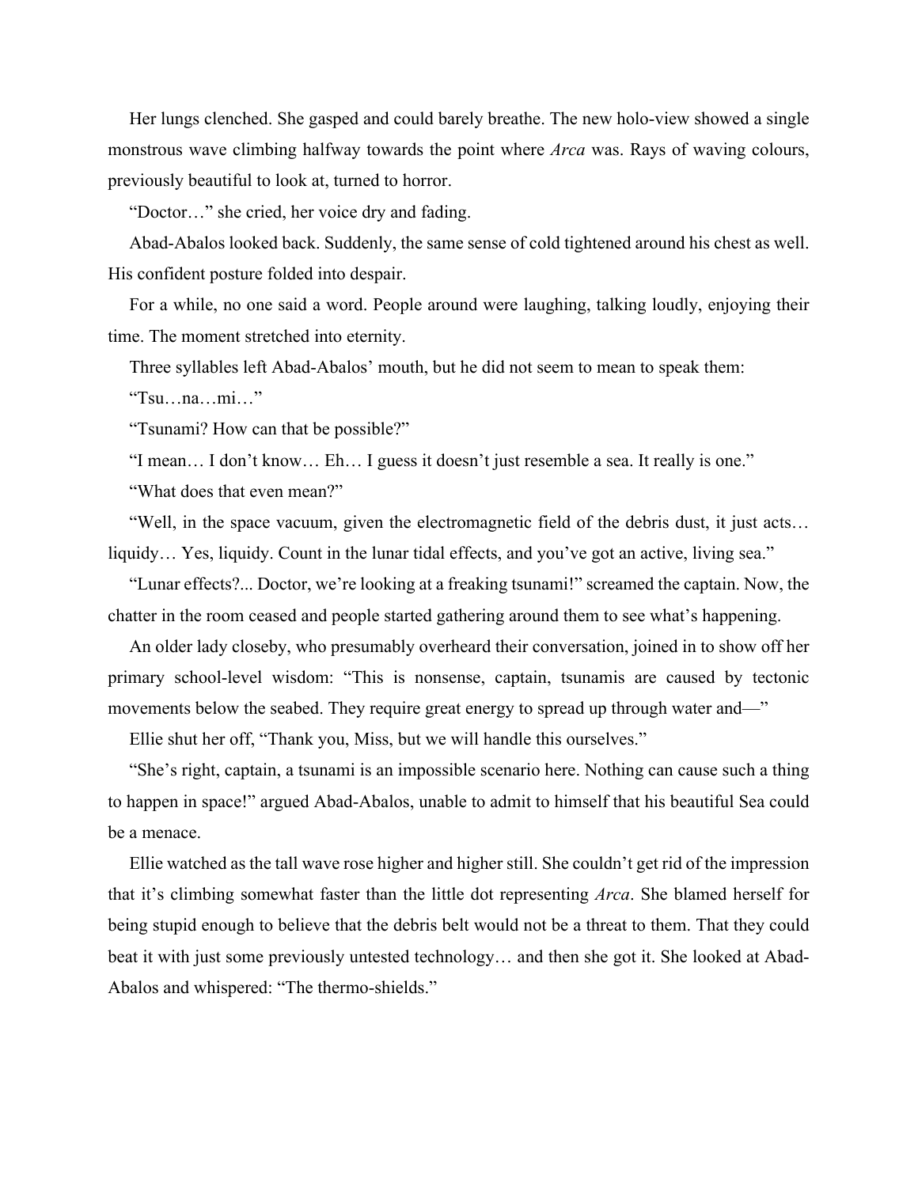Her lungs clenched. She gasped and could barely breathe. The new holo-view showed a single monstrous wave climbing halfway towards the point where *Arca* was. Rays of waving colours, previously beautiful to look at, turned to horror.

"Doctor…" she cried, her voice dry and fading.

Abad-Abalos looked back. Suddenly, the same sense of cold tightened around his chest as well. His confident posture folded into despair.

For a while, no one said a word. People around were laughing, talking loudly, enjoying their time. The moment stretched into eternity.

Three syllables left Abad-Abalos' mouth, but he did not seem to mean to speak them:

"Tsu…na…mi…"

"Tsunami? How can that be possible?"

"I mean… I don't know… Eh… I guess it doesn't just resemble a sea. It really is one."

"What does that even mean?"

"Well, in the space vacuum, given the electromagnetic field of the debris dust, it just acts… liquidy… Yes, liquidy. Count in the lunar tidal effects, and you've got an active, living sea."

"Lunar effects?... Doctor, we're looking at a freaking tsunami!" screamed the captain. Now, the chatter in the room ceased and people started gathering around them to see what's happening.

An older lady closeby, who presumably overheard their conversation, joined in to show off her primary school-level wisdom: "This is nonsense, captain, tsunamis are caused by tectonic movements below the seabed. They require great energy to spread up through water and—"

Ellie shut her off, "Thank you, Miss, but we will handle this ourselves."

"She's right, captain, a tsunami is an impossible scenario here. Nothing can cause such a thing to happen in space!" argued Abad-Abalos, unable to admit to himself that his beautiful Sea could be a menace.

Ellie watched as the tall wave rose higher and higher still. She couldn't get rid of the impression that it's climbing somewhat faster than the little dot representing *Arca*. She blamed herself for being stupid enough to believe that the debris belt would not be a threat to them. That they could beat it with just some previously untested technology… and then she got it. She looked at Abad-Abalos and whispered: "The thermo-shields."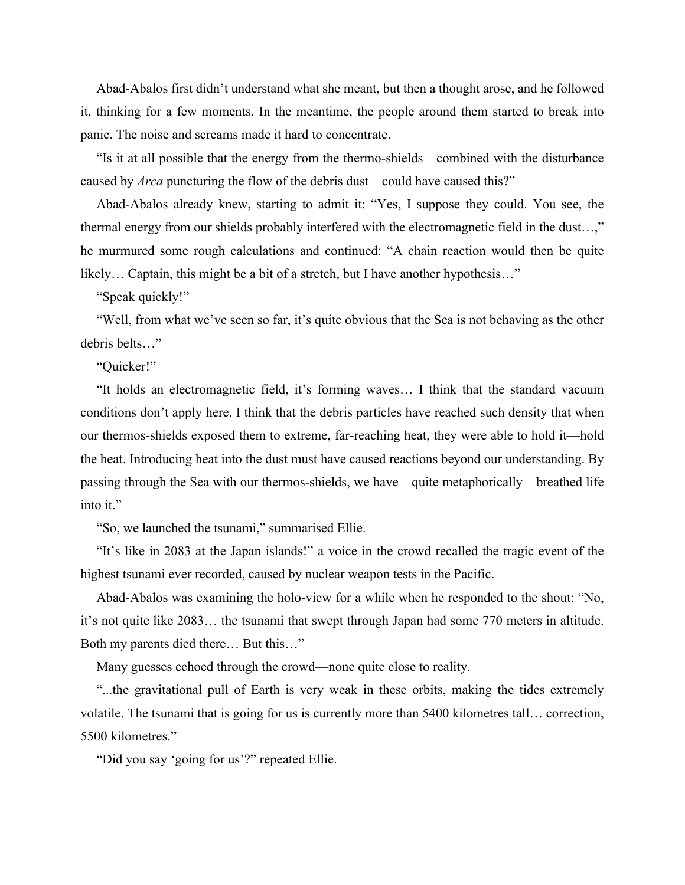Abad-Abalos first didn’t understand what she meant, but then a thought arose, and he followed it, thinking for a few moments. In the meantime, the people around them started to break into panic. The noise and screams made it hard to concentrate.

“Is it at all possible that the energy from the thermo-shields—combined with the disturbance caused by *Arca* puncturing the flow of the debris dust—could have caused this?”

Abad-Abalos already knew, starting to admit it: “Yes, I suppose they could. You see, the thermal energy from our shields probably interfered with the electromagnetic field in the dust…,” he murmured some rough calculations and continued: “A chain reaction would then be quite likely… Captain, this might be a bit of a stretch, but I have another hypothesis…”

“Speak quickly!”

“Well, from what we’ve seen so far, it’s quite obvious that the Sea is not behaving as the other debris belts…”

“Quicker!”

“It holds an electromagnetic field, it’s forming waves… I think that the standard vacuum conditions don’t apply here. I think that the debris particles have reached such density that when our thermos-shields exposed them to extreme, far-reaching heat, they were able to hold it—hold the heat. Introducing heat into the dust must have caused reactions beyond our understanding. By passing through the Sea with our thermos-shields, we have—quite metaphorically—breathed life into it.”

“So, we launched the tsunami,” summarised Ellie.

“It’s like in 2083 at the Japan islands!” a voice in the crowd recalled the tragic event of the highest tsunami ever recorded, caused by nuclear weapon tests in the Pacific.

Abad-Abalos was examining the holo-view for a while when he responded to the shout: “No, it’s not quite like 2083… the tsunami that swept through Japan had some 770 meters in altitude. Both my parents died there… But this…”

Many guesses echoed through the crowd—none quite close to reality.

“...the gravitational pull of Earth is very weak in these orbits, making the tides extremely volatile. The tsunami that is going for us is currently more than 5400 kilometres tall… correction, 5500 kilometres.”

“Did you say ‘going for us’?” repeated Ellie.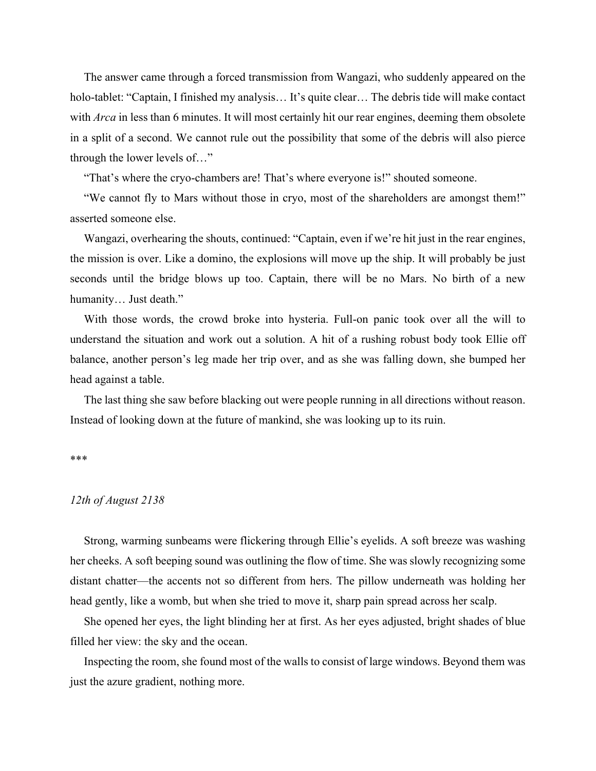The answer came through a forced transmission from Wangazi, who suddenly appeared on the holo-tablet: "Captain, I finished my analysis… It's quite clear… The debris tide will make contact with *Arca* in less than 6 minutes. It will most certainly hit our rear engines, deeming them obsolete in a split of a second. We cannot rule out the possibility that some of the debris will also pierce through the lower levels of…"

"That's where the cryo-chambers are! That's where everyone is!" shouted someone.

"We cannot fly to Mars without those in cryo, most of the shareholders are amongst them!" asserted someone else.

Wangazi, overhearing the shouts, continued: "Captain, even if we're hit just in the rear engines, the mission is over. Like a domino, the explosions will move up the ship. It will probably be just seconds until the bridge blows up too. Captain, there will be no Mars. No birth of a new humanity… Just death."

With those words, the crowd broke into hysteria. Full-on panic took over all the will to understand the situation and work out a solution. A hit of a rushing robust body took Ellie off balance, another person's leg made her trip over, and as she was falling down, she bumped her head against a table.

The last thing she saw before blacking out were people running in all directions without reason. Instead of looking down at the future of mankind, she was looking up to its ruin.

***

*12th of August 2138*

Strong, warming sunbeams were flickering through Ellie's eyelids. A soft breeze was washing her cheeks. A soft beeping sound was outlining the flow of time. She was slowly recognizing some distant chatter—the accents not so different from hers. The pillow underneath was holding her head gently, like a womb, but when she tried to move it, sharp pain spread across her scalp.

She opened her eyes, the light blinding her at first. As her eyes adjusted, bright shades of blue filled her view: the sky and the ocean.

Inspecting the room, she found most of the walls to consist of large windows. Beyond them was just the azure gradient, nothing more.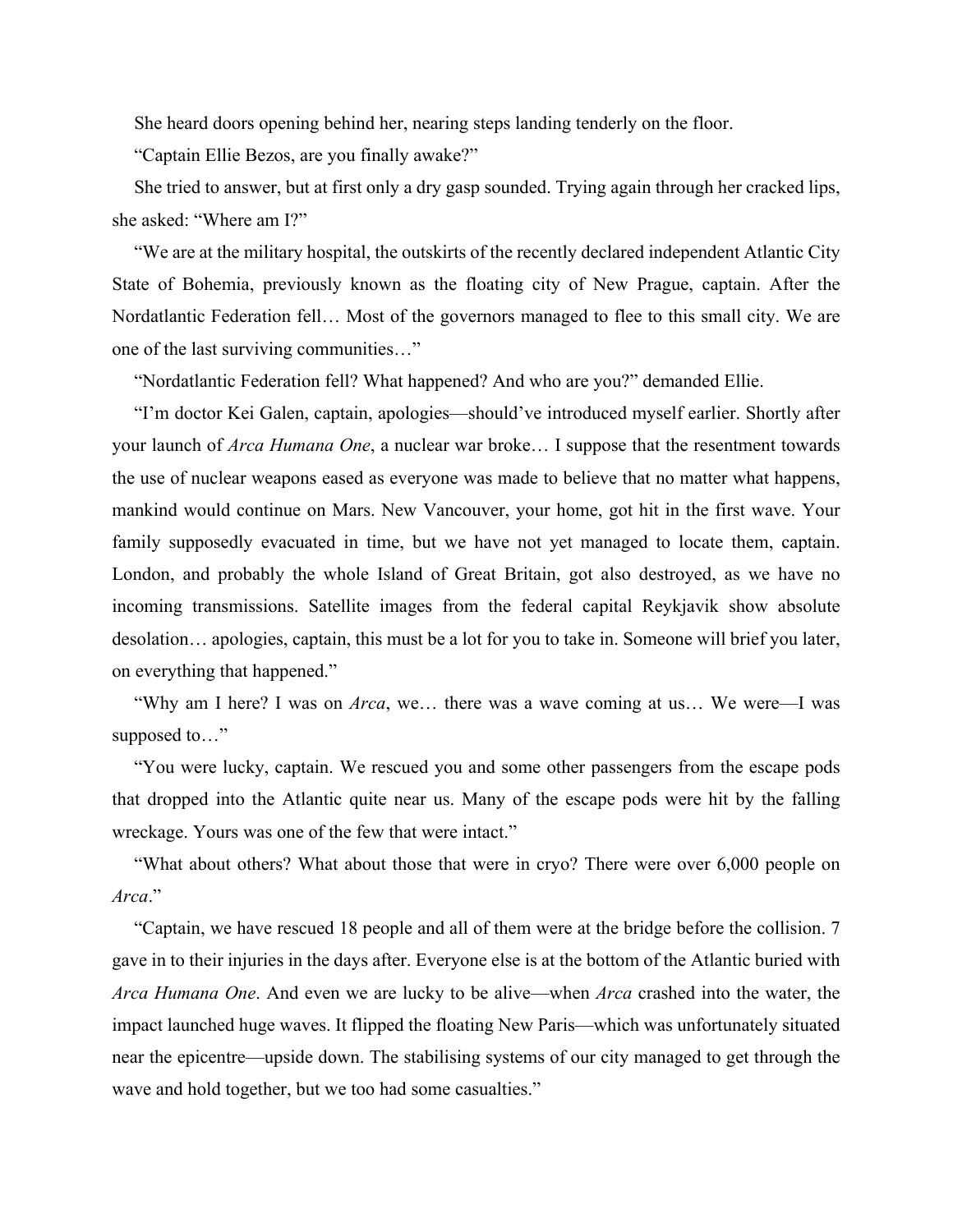She heard doors opening behind her, nearing steps landing tenderly on the floor.

"Captain Ellie Bezos, are you finally awake?"

She tried to answer, but at first only a dry gasp sounded. Trying again through her cracked lips, she asked: "Where am I?"

"We are at the military hospital, the outskirts of the recently declared independent Atlantic City State of Bohemia, previously known as the floating city of New Prague, captain. After the Nordatlantic Federation fell… Most of the governors managed to flee to this small city. We are one of the last surviving communities…"

"Nordatlantic Federation fell? What happened? And who are you?" demanded Ellie.

"I'm doctor Kei Galen, captain, apologies—should've introduced myself earlier. Shortly after your launch of *Arca Humana One*, a nuclear war broke… I suppose that the resentment towards the use of nuclear weapons eased as everyone was made to believe that no matter what happens, mankind would continue on Mars. New Vancouver, your home, got hit in the first wave. Your family supposedly evacuated in time, but we have not yet managed to locate them, captain. London, and probably the whole Island of Great Britain, got also destroyed, as we have no incoming transmissions. Satellite images from the federal capital Reykjavik show absolute desolation… apologies, captain, this must be a lot for you to take in. Someone will brief you later, on everything that happened."

"Why am I here? I was on *Arca*, we… there was a wave coming at us… We were—I was supposed to…"

"You were lucky, captain. We rescued you and some other passengers from the escape pods that dropped into the Atlantic quite near us. Many of the escape pods were hit by the falling wreckage. Yours was one of the few that were intact."

"What about others? What about those that were in cryo? There were over 6,000 people on *Arca*."

"Captain, we have rescued 18 people and all of them were at the bridge before the collision. 7 gave in to their injuries in the days after. Everyone else is at the bottom of the Atlantic buried with *Arca Humana One*. And even we are lucky to be alive—when *Arca* crashed into the water, the impact launched huge waves. It flipped the floating New Paris—which was unfortunately situated near the epicentre—upside down. The stabilising systems of our city managed to get through the wave and hold together, but we too had some casualties."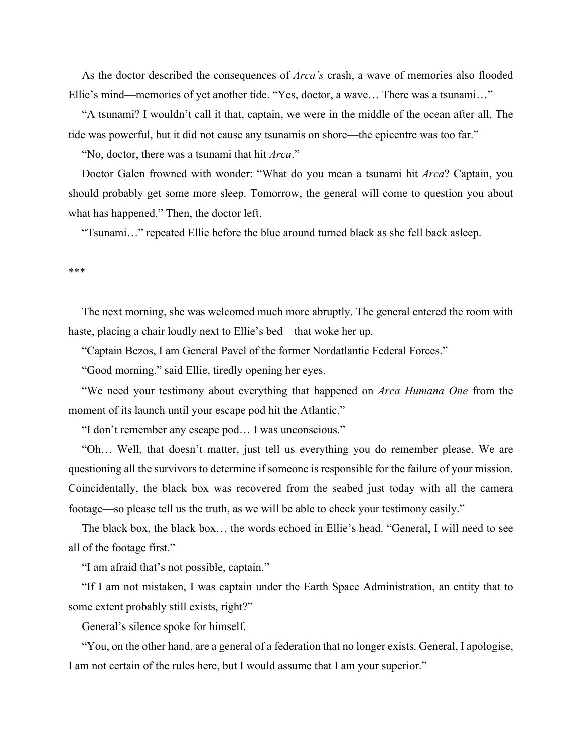As the doctor described the consequences of *Arca's* crash, a wave of memories also flooded Ellie's mind—memories of yet another tide. "Yes, doctor, a wave… There was a tsunami…"

"A tsunami? I wouldn't call it that, captain, we were in the middle of the ocean after all. The tide was powerful, but it did not cause any tsunamis on shore—the epicentre was too far."

"No, doctor, there was a tsunami that hit *Arca*."

Doctor Galen frowned with wonder: "What do you mean a tsunami hit *Arca*? Captain, you should probably get some more sleep. Tomorrow, the general will come to question you about what has happened." Then, the doctor left.

"Tsunami…" repeated Ellie before the blue around turned black as she fell back asleep.

***

The next morning, she was welcomed much more abruptly. The general entered the room with haste, placing a chair loudly next to Ellie's bed—that woke her up.

"Captain Bezos, I am General Pavel of the former Nordatlantic Federal Forces."

"Good morning," said Ellie, tiredly opening her eyes.

"We need your testimony about everything that happened on *Arca Humana One* from the moment of its launch until your escape pod hit the Atlantic."

"I don't remember any escape pod… I was unconscious."

"Oh… Well, that doesn't matter, just tell us everything you do remember please. We are questioning all the survivors to determine if someone is responsible for the failure of your mission. Coincidentally, the black box was recovered from the seabed just today with all the camera footage—so please tell us the truth, as we will be able to check your testimony easily."

The black box, the black box… the words echoed in Ellie's head. "General, I will need to see all of the footage first."

"I am afraid that's not possible, captain."

"If I am not mistaken, I was captain under the Earth Space Administration, an entity that to some extent probably still exists, right?"

General's silence spoke for himself.

"You, on the other hand, are a general of a federation that no longer exists. General, I apologise, I am not certain of the rules here, but I would assume that I am your superior."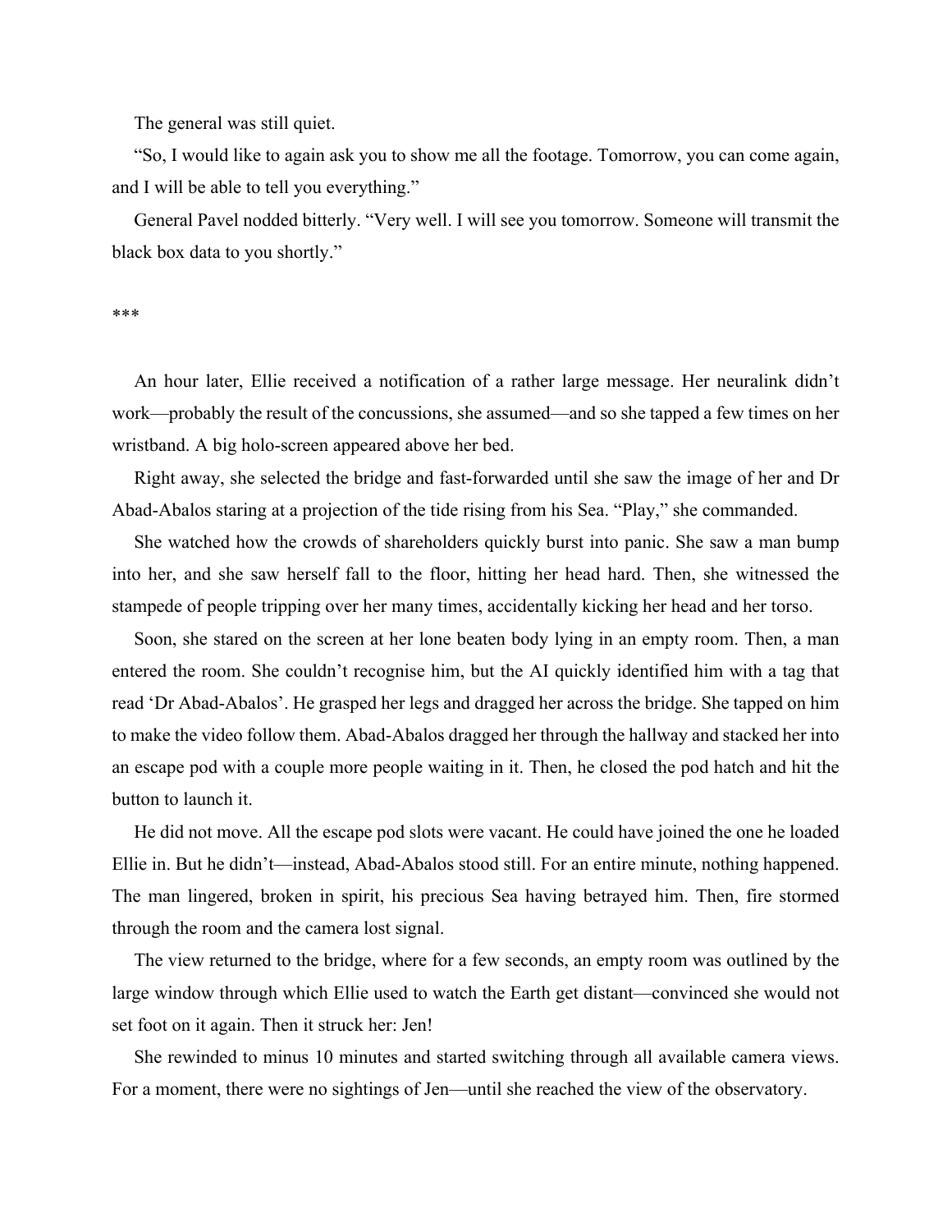The general was still quiet.

"So, I would like to again ask you to show me all the footage. Tomorrow, you can come again, and I will be able to tell you everything."

General Pavel nodded bitterly. "Very well. I will see you tomorrow. Someone will transmit the black box data to you shortly."

***

An hour later, Ellie received a notification of a rather large message. Her neuralink didn't work—probably the result of the concussions, she assumed—and so she tapped a few times on her wristband. A big holo-screen appeared above her bed.

Right away, she selected the bridge and fast-forwarded until she saw the image of her and Dr Abad-Abalos staring at a projection of the tide rising from his Sea. "Play," she commanded.

She watched how the crowds of shareholders quickly burst into panic. She saw a man bump into her, and she saw herself fall to the floor, hitting her head hard. Then, she witnessed the stampede of people tripping over her many times, accidentally kicking her head and her torso.

Soon, she stared on the screen at her lone beaten body lying in an empty room. Then, a man entered the room. She couldn't recognise him, but the AI quickly identified him with a tag that read 'Dr Abad-Abalos'. He grasped her legs and dragged her across the bridge. She tapped on him to make the video follow them. Abad-Abalos dragged her through the hallway and stacked her into an escape pod with a couple more people waiting in it. Then, he closed the pod hatch and hit the button to launch it.

He did not move. All the escape pod slots were vacant. He could have joined the one he loaded Ellie in. But he didn't—instead, Abad-Abalos stood still. For an entire minute, nothing happened. The man lingered, broken in spirit, his precious Sea having betrayed him. Then, fire stormed through the room and the camera lost signal.

The view returned to the bridge, where for a few seconds, an empty room was outlined by the large window through which Ellie used to watch the Earth get distant—convinced she would not set foot on it again. Then it struck her: Jen!

She rewinded to minus 10 minutes and started switching through all available camera views. For a moment, there were no sightings of Jen—until she reached the view of the observatory.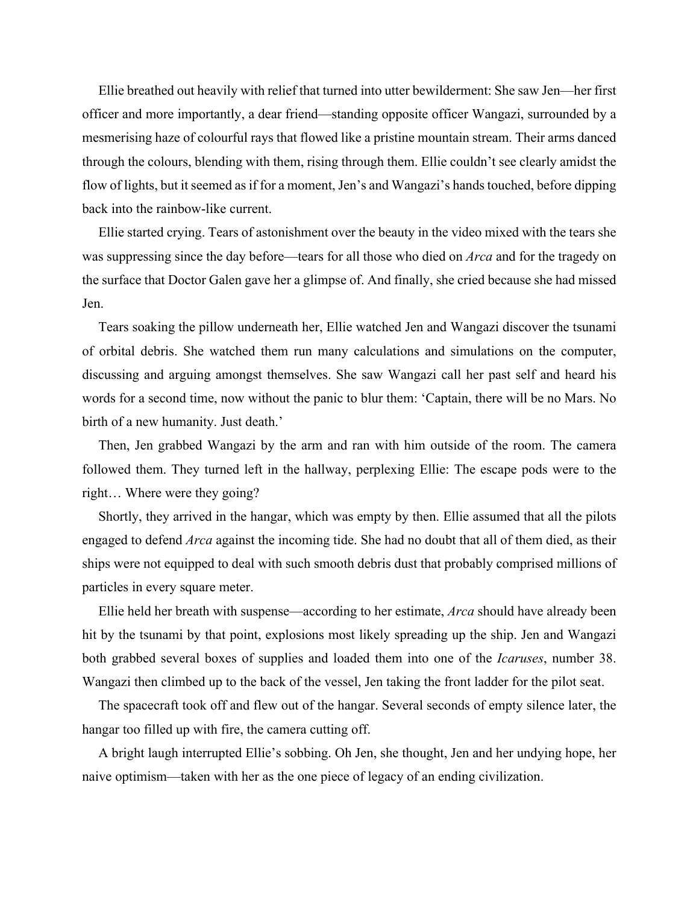Ellie breathed out heavily with relief that turned into utter bewilderment: She saw Jen—her first officer and more importantly, a dear friend—standing opposite officer Wangazi, surrounded by a mesmerising haze of colourful rays that flowed like a pristine mountain stream. Their arms danced through the colours, blending with them, rising through them. Ellie couldn't see clearly amidst the flow of lights, but it seemed as if for a moment, Jen's and Wangazi's hands touched, before dipping back into the rainbow-like current.

Ellie started crying. Tears of astonishment over the beauty in the video mixed with the tears she was suppressing since the day before—tears for all those who died on *Arca* and for the tragedy on the surface that Doctor Galen gave her a glimpse of. And finally, she cried because she had missed Jen.

Tears soaking the pillow underneath her, Ellie watched Jen and Wangazi discover the tsunami of orbital debris. She watched them run many calculations and simulations on the computer, discussing and arguing amongst themselves. She saw Wangazi call her past self and heard his words for a second time, now without the panic to blur them: 'Captain, there will be no Mars. No birth of a new humanity. Just death.'

Then, Jen grabbed Wangazi by the arm and ran with him outside of the room. The camera followed them. They turned left in the hallway, perplexing Ellie: The escape pods were to the right… Where were they going?

Shortly, they arrived in the hangar, which was empty by then. Ellie assumed that all the pilots engaged to defend *Arca* against the incoming tide. She had no doubt that all of them died, as their ships were not equipped to deal with such smooth debris dust that probably comprised millions of particles in every square meter.

Ellie held her breath with suspense—according to her estimate, *Arca* should have already been hit by the tsunami by that point, explosions most likely spreading up the ship. Jen and Wangazi both grabbed several boxes of supplies and loaded them into one of the *Icaruses*, number 38. Wangazi then climbed up to the back of the vessel, Jen taking the front ladder for the pilot seat.

The spacecraft took off and flew out of the hangar. Several seconds of empty silence later, the hangar too filled up with fire, the camera cutting off.

A bright laugh interrupted Ellie's sobbing. Oh Jen, she thought, Jen and her undying hope, her naive optimism—taken with her as the one piece of legacy of an ending civilization.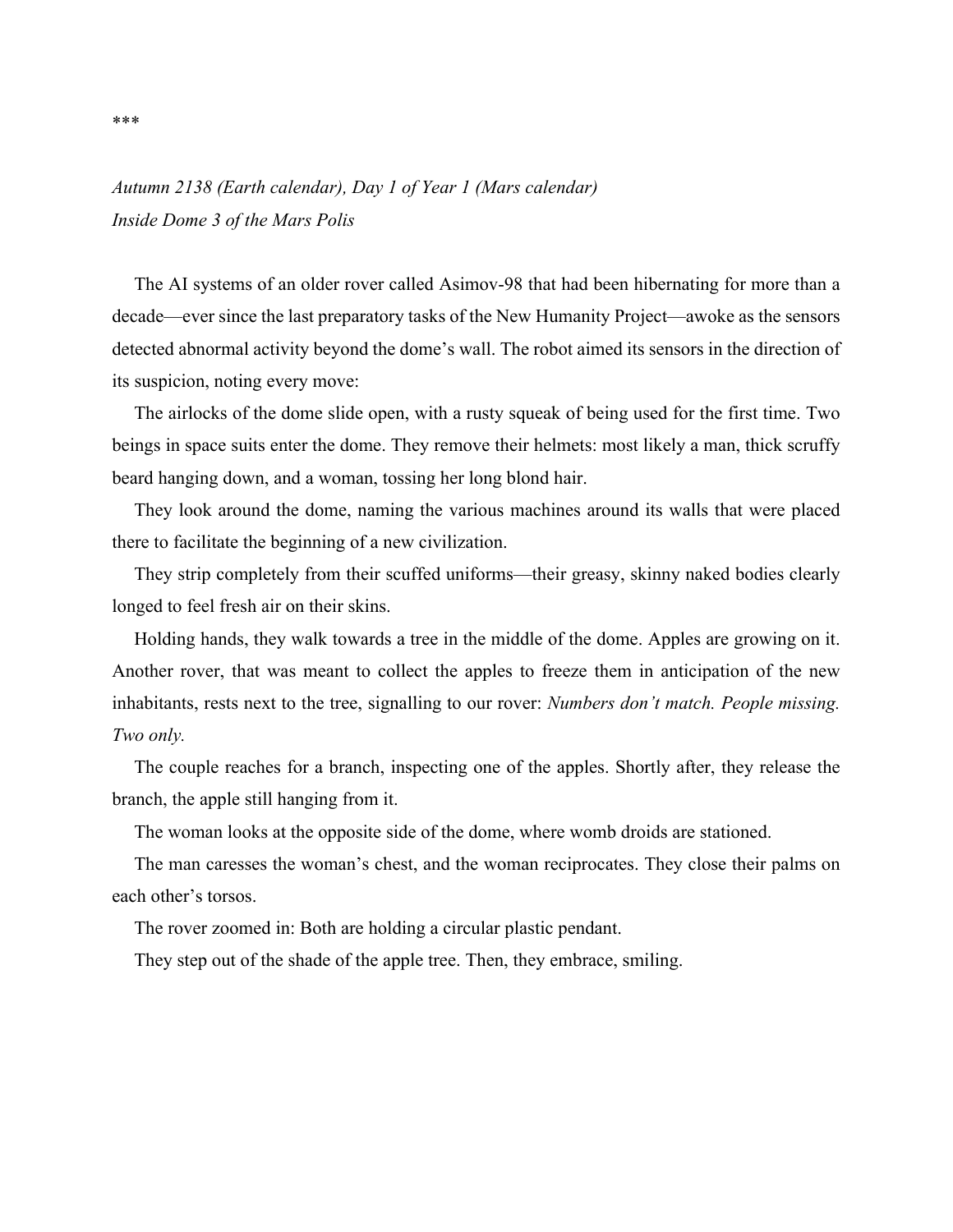***

*Autumn 2138 (Earth calendar), Day 1 of Year 1 (Mars calendar)*
*Inside Dome 3 of the Mars Polis*

The AI systems of an older rover called Asimov-98 that had been hibernating for more than a decade—ever since the last preparatory tasks of the New Humanity Project—awoke as the sensors detected abnormal activity beyond the dome's wall. The robot aimed its sensors in the direction of its suspicion, noting every move:

The airlocks of the dome slide open, with a rusty squeak of being used for the first time. Two beings in space suits enter the dome. They remove their helmets: most likely a man, thick scruffy beard hanging down, and a woman, tossing her long blond hair.

They look around the dome, naming the various machines around its walls that were placed there to facilitate the beginning of a new civilization.

They strip completely from their scuffed uniforms—their greasy, skinny naked bodies clearly longed to feel fresh air on their skins.

Holding hands, they walk towards a tree in the middle of the dome. Apples are growing on it. Another rover, that was meant to collect the apples to freeze them in anticipation of the new inhabitants, rests next to the tree, signalling to our rover: *Numbers don't match. People missing. Two only.*

The couple reaches for a branch, inspecting one of the apples. Shortly after, they release the branch, the apple still hanging from it.

The woman looks at the opposite side of the dome, where womb droids are stationed.

The man caresses the woman's chest, and the woman reciprocates. They close their palms on each other's torsos.

The rover zoomed in: Both are holding a circular plastic pendant.

They step out of the shade of the apple tree. Then, they embrace, smiling.